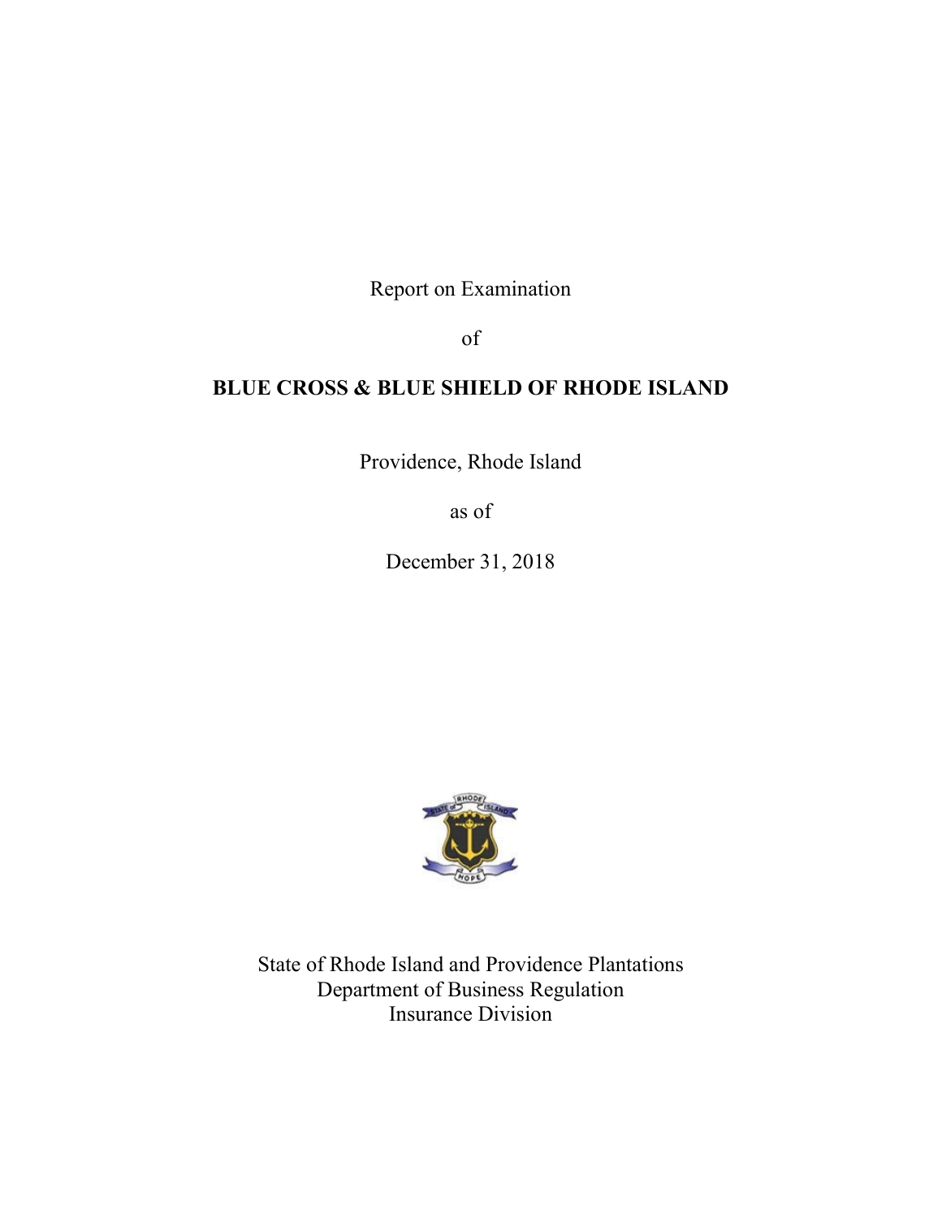Report on Examination

of

**BLUE CROSS & BLUE SHIELD OF RHODE ISLAND**

Providence, Rhode Island

as of

December 31, 2018

State of Rhode Island and Providence Plantations
Department of Business Regulation
Insurance Division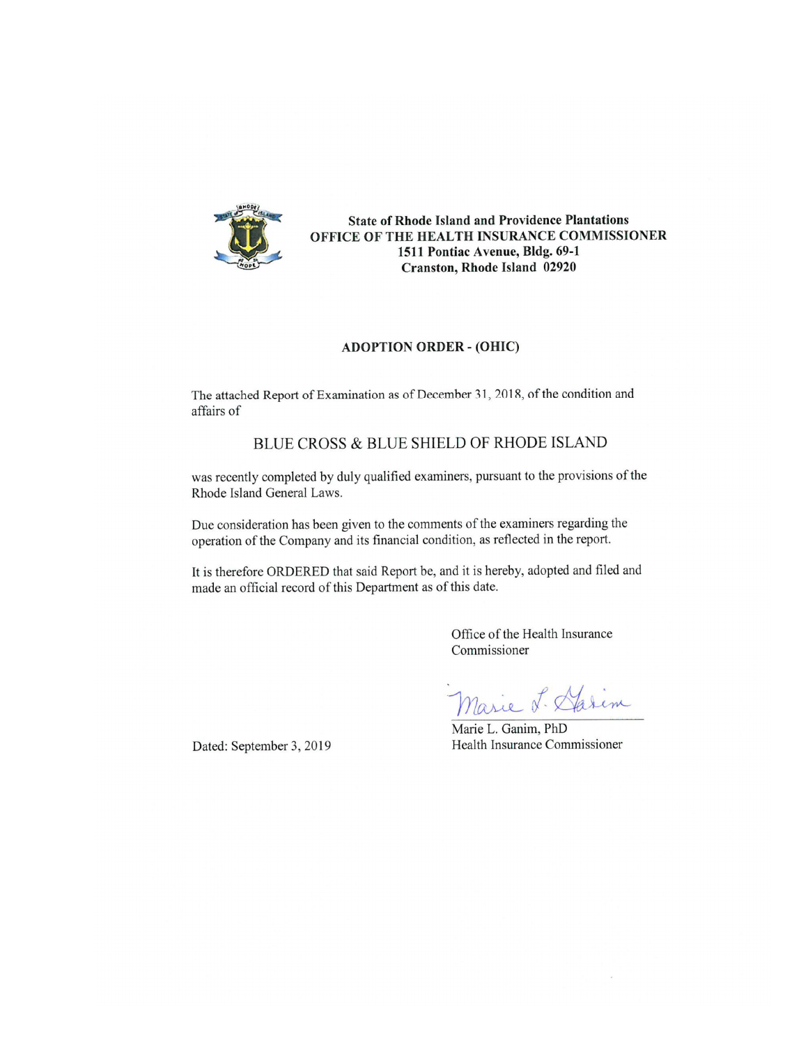**State of Rhode Island and Providence Plantations**
**OFFICE OF THE HEALTH INSURANCE COMMISSIONER**
**1511 Pontiac Avenue, Bldg. 69-1**
**Cranston, Rhode Island 02920**

## ADOPTION ORDER - (OHIC)

The attached Report of Examination as of December 31, 2018, of the condition and affairs of

BLUE CROSS & BLUE SHIELD OF RHODE ISLAND

was recently completed by duly qualified examiners, pursuant to the provisions of the Rhode Island General Laws.

Due consideration has been given to the comments of the examiners regarding the operation of the Company and its financial condition, as reflected in the report.

It is therefore ORDERED that said Report be, and it is hereby, adopted and filed and made an official record of this Department as of this date.

Office of the Health Insurance Commissioner

Marie L. Ganim

Marie L. Ganim, PhD
Health Insurance Commissioner

Dated: September 3, 2019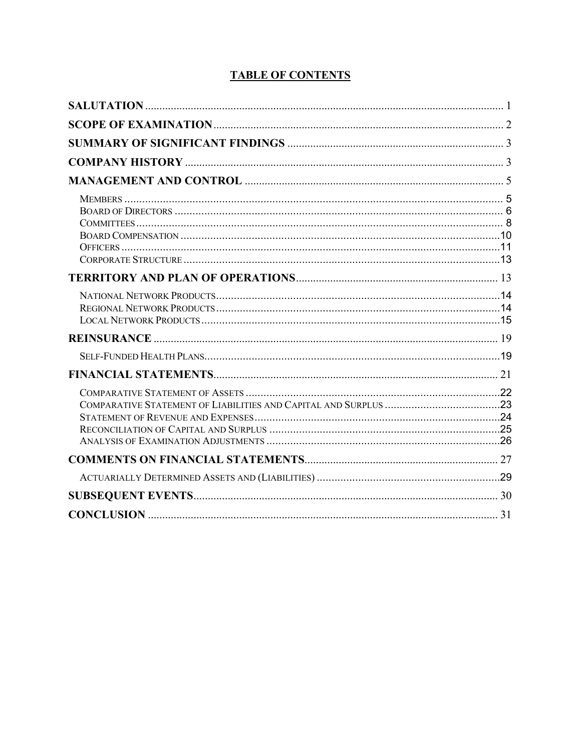# TABLE OF CONTENTS

**SALUTATION** .......... 1

**SCOPE OF EXAMINATION** .......... 2

**SUMMARY OF SIGNIFICANT FINDINGS** .......... 3

**COMPANY HISTORY** .......... 3

**MANAGEMENT AND CONTROL** .......... 5

- MEMBERS .......... 5
- BOARD OF DIRECTORS .......... 6
- COMMITTEES .......... 8
- BOARD COMPENSATION .......... 10
- OFFICERS .......... 11
- CORPORATE STRUCTURE .......... 13

**TERRITORY AND PLAN OF OPERATIONS** .......... 13

- NATIONAL NETWORK PRODUCTS .......... 14
- REGIONAL NETWORK PRODUCTS .......... 14
- LOCAL NETWORK PRODUCTS .......... 15

**REINSURANCE** .......... 19

- SELF-FUNDED HEALTH PLANS .......... 19

**FINANCIAL STATEMENTS** .......... 21

- COMPARATIVE STATEMENT OF ASSETS .......... 22
- COMPARATIVE STATEMENT OF LIABILITIES AND CAPITAL AND SURPLUS .......... 23
- STATEMENT OF REVENUE AND EXPENSES .......... 24
- RECONCILIATION OF CAPITAL AND SURPLUS .......... 25
- ANALYSIS OF EXAMINATION ADJUSTMENTS .......... 26

**COMMENTS ON FINANCIAL STATEMENTS** .......... 27

- ACTUARIALLY DETERMINED ASSETS AND (LIABILITIES) .......... 29

**SUBSEQUENT EVENTS** .......... 30

**CONCLUSION** .......... 31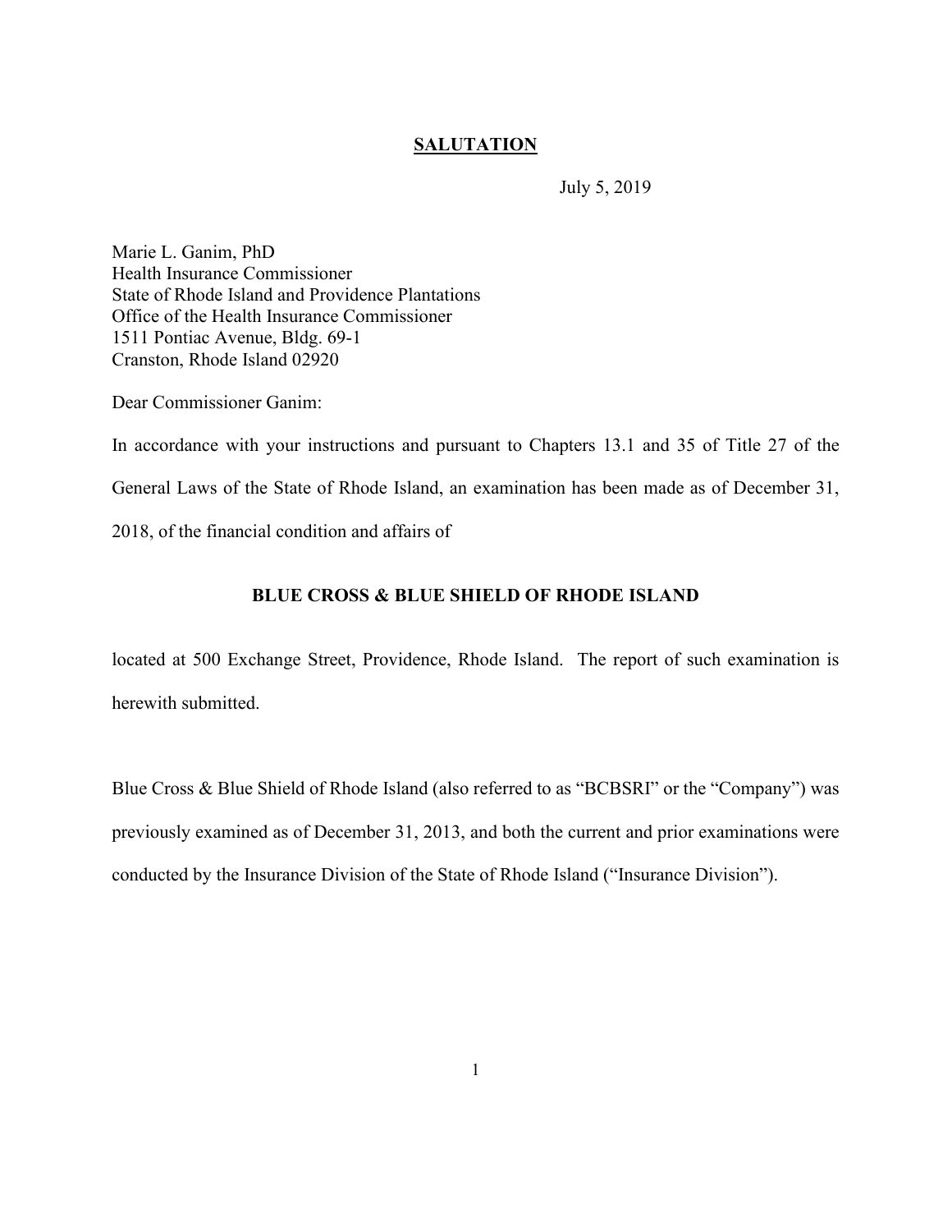## SALUTATION

July 5, 2019

Marie L. Ganim, PhD
Health Insurance Commissioner
State of Rhode Island and Providence Plantations
Office of the Health Insurance Commissioner
1511 Pontiac Avenue, Bldg. 69-1
Cranston, Rhode Island 02920

Dear Commissioner Ganim:

In accordance with your instructions and pursuant to Chapters 13.1 and 35 of Title 27 of the General Laws of the State of Rhode Island, an examination has been made as of December 31, 2018, of the financial condition and affairs of

**BLUE CROSS & BLUE SHIELD OF RHODE ISLAND**

located at 500 Exchange Street, Providence, Rhode Island. The report of such examination is herewith submitted.

Blue Cross & Blue Shield of Rhode Island (also referred to as "BCBSRI" or the "Company") was previously examined as of December 31, 2013, and both the current and prior examinations were conducted by the Insurance Division of the State of Rhode Island ("Insurance Division").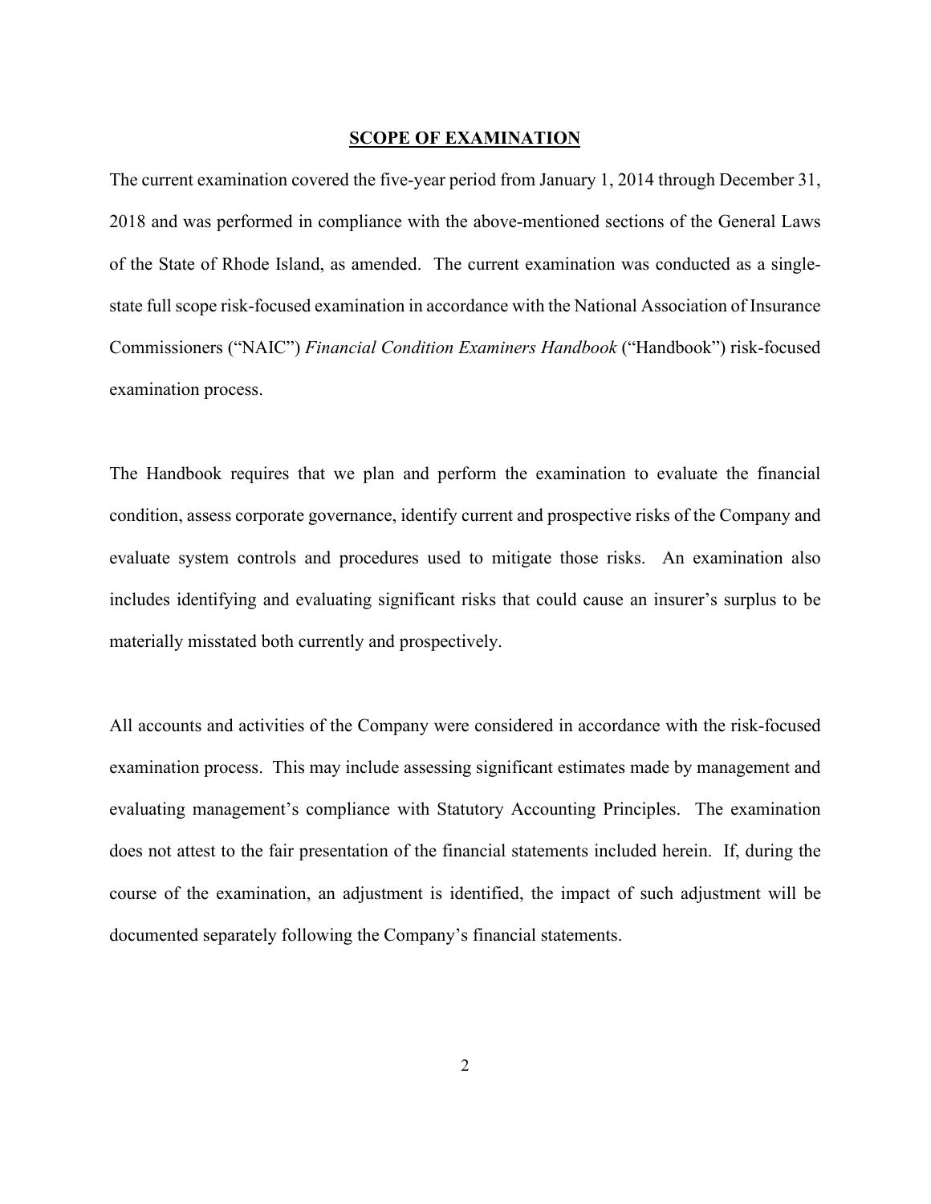## SCOPE OF EXAMINATION

The current examination covered the five-year period from January 1, 2014 through December 31, 2018 and was performed in compliance with the above-mentioned sections of the General Laws of the State of Rhode Island, as amended. The current examination was conducted as a single-state full scope risk-focused examination in accordance with the National Association of Insurance Commissioners ("NAIC") *Financial Condition Examiners Handbook* ("Handbook") risk-focused examination process.

The Handbook requires that we plan and perform the examination to evaluate the financial condition, assess corporate governance, identify current and prospective risks of the Company and evaluate system controls and procedures used to mitigate those risks. An examination also includes identifying and evaluating significant risks that could cause an insurer's surplus to be materially misstated both currently and prospectively.

All accounts and activities of the Company were considered in accordance with the risk-focused examination process. This may include assessing significant estimates made by management and evaluating management's compliance with Statutory Accounting Principles. The examination does not attest to the fair presentation of the financial statements included herein. If, during the course of the examination, an adjustment is identified, the impact of such adjustment will be documented separately following the Company's financial statements.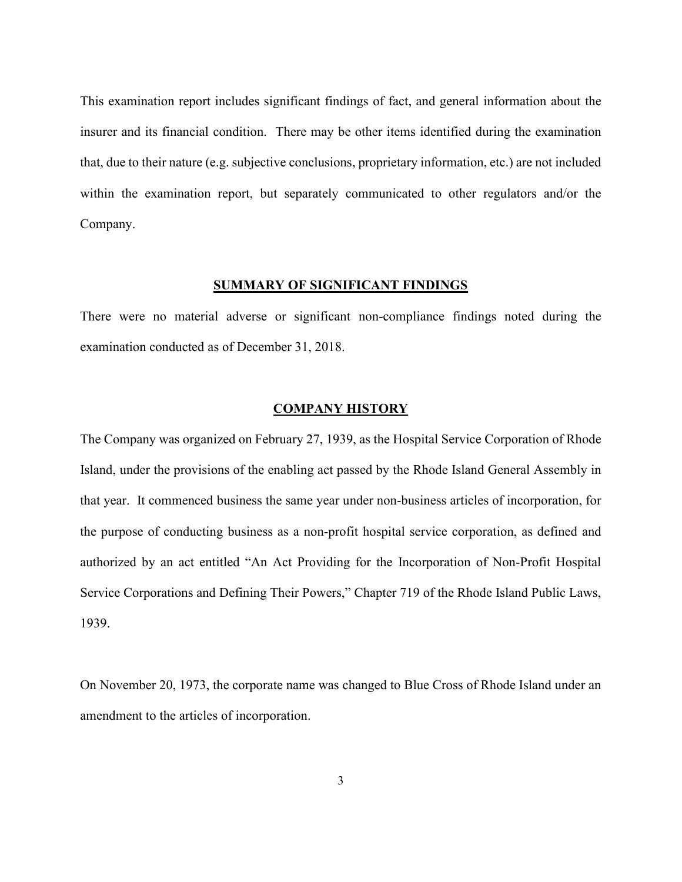This examination report includes significant findings of fact, and general information about the insurer and its financial condition. There may be other items identified during the examination that, due to their nature (e.g. subjective conclusions, proprietary information, etc.) are not included within the examination report, but separately communicated to other regulators and/or the Company.

## SUMMARY OF SIGNIFICANT FINDINGS

There were no material adverse or significant non-compliance findings noted during the examination conducted as of December 31, 2018.

## COMPANY HISTORY

The Company was organized on February 27, 1939, as the Hospital Service Corporation of Rhode Island, under the provisions of the enabling act passed by the Rhode Island General Assembly in that year. It commenced business the same year under non-business articles of incorporation, for the purpose of conducting business as a non-profit hospital service corporation, as defined and authorized by an act entitled "An Act Providing for the Incorporation of Non-Profit Hospital Service Corporations and Defining Their Powers," Chapter 719 of the Rhode Island Public Laws, 1939.

On November 20, 1973, the corporate name was changed to Blue Cross of Rhode Island under an amendment to the articles of incorporation.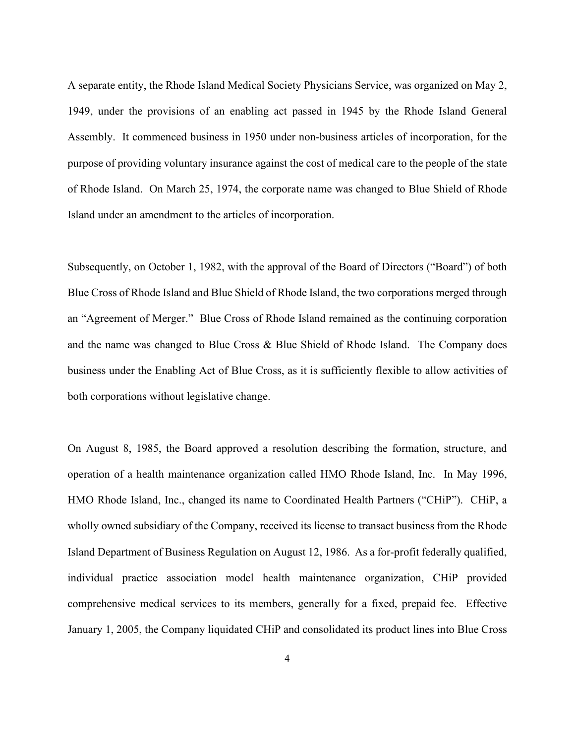A separate entity, the Rhode Island Medical Society Physicians Service, was organized on May 2, 1949, under the provisions of an enabling act passed in 1945 by the Rhode Island General Assembly. It commenced business in 1950 under non-business articles of incorporation, for the purpose of providing voluntary insurance against the cost of medical care to the people of the state of Rhode Island. On March 25, 1974, the corporate name was changed to Blue Shield of Rhode Island under an amendment to the articles of incorporation.

Subsequently, on October 1, 1982, with the approval of the Board of Directors ("Board") of both Blue Cross of Rhode Island and Blue Shield of Rhode Island, the two corporations merged through an "Agreement of Merger." Blue Cross of Rhode Island remained as the continuing corporation and the name was changed to Blue Cross & Blue Shield of Rhode Island. The Company does business under the Enabling Act of Blue Cross, as it is sufficiently flexible to allow activities of both corporations without legislative change.

On August 8, 1985, the Board approved a resolution describing the formation, structure, and operation of a health maintenance organization called HMO Rhode Island, Inc. In May 1996, HMO Rhode Island, Inc., changed its name to Coordinated Health Partners ("CHiP"). CHiP, a wholly owned subsidiary of the Company, received its license to transact business from the Rhode Island Department of Business Regulation on August 12, 1986. As a for-profit federally qualified, individual practice association model health maintenance organization, CHiP provided comprehensive medical services to its members, generally for a fixed, prepaid fee. Effective January 1, 2005, the Company liquidated CHiP and consolidated its product lines into Blue Cross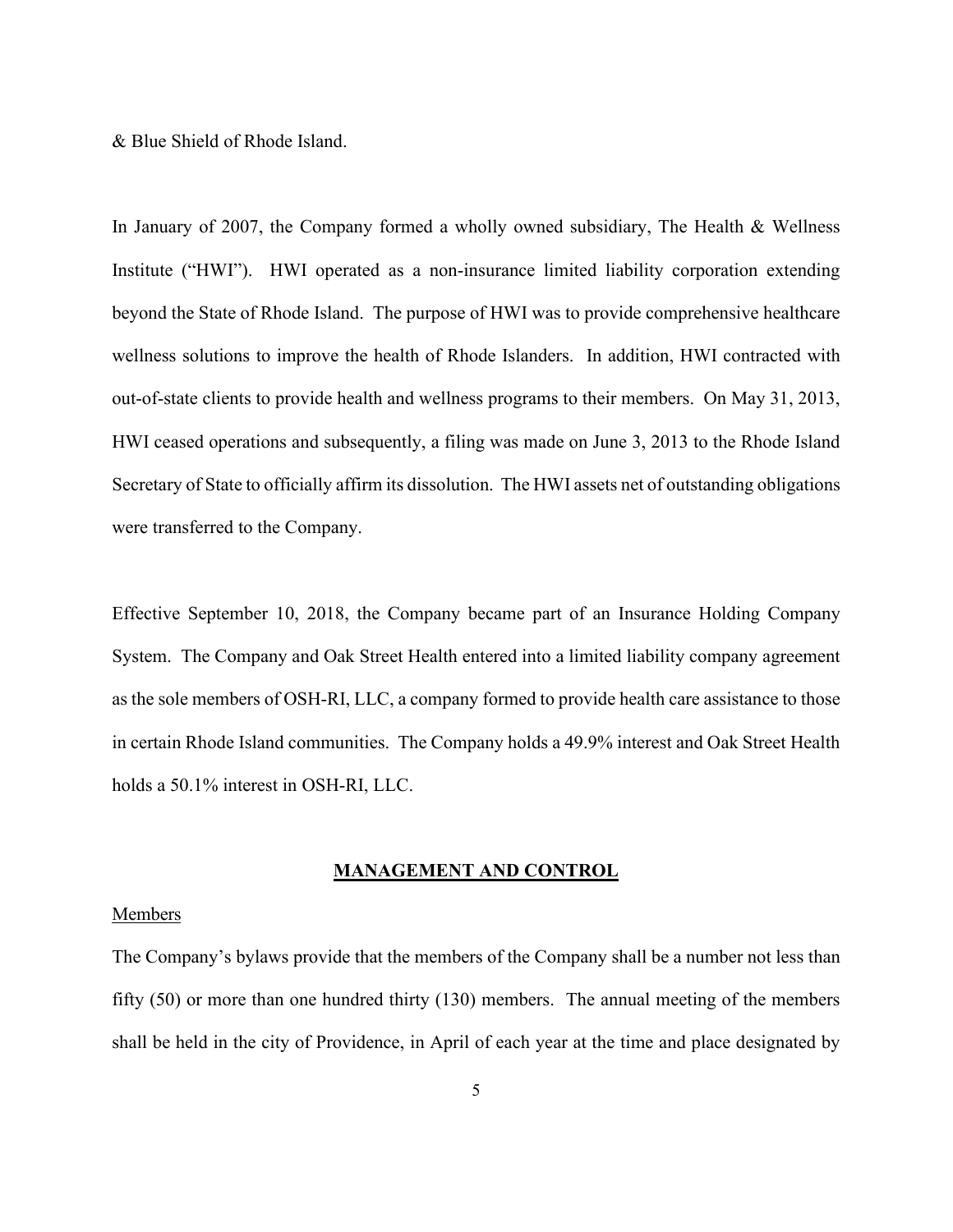& Blue Shield of Rhode Island.

In January of 2007, the Company formed a wholly owned subsidiary, The Health & Wellness Institute ("HWI"). HWI operated as a non-insurance limited liability corporation extending beyond the State of Rhode Island. The purpose of HWI was to provide comprehensive healthcare wellness solutions to improve the health of Rhode Islanders. In addition, HWI contracted with out-of-state clients to provide health and wellness programs to their members. On May 31, 2013, HWI ceased operations and subsequently, a filing was made on June 3, 2013 to the Rhode Island Secretary of State to officially affirm its dissolution. The HWI assets net of outstanding obligations were transferred to the Company.

Effective September 10, 2018, the Company became part of an Insurance Holding Company System. The Company and Oak Street Health entered into a limited liability company agreement as the sole members of OSH-RI, LLC, a company formed to provide health care assistance to those in certain Rhode Island communities. The Company holds a 49.9% interest and Oak Street Health holds a 50.1% interest in OSH-RI, LLC.

## MANAGEMENT AND CONTROL

### Members

The Company's bylaws provide that the members of the Company shall be a number not less than fifty (50) or more than one hundred thirty (130) members. The annual meeting of the members shall be held in the city of Providence, in April of each year at the time and place designated by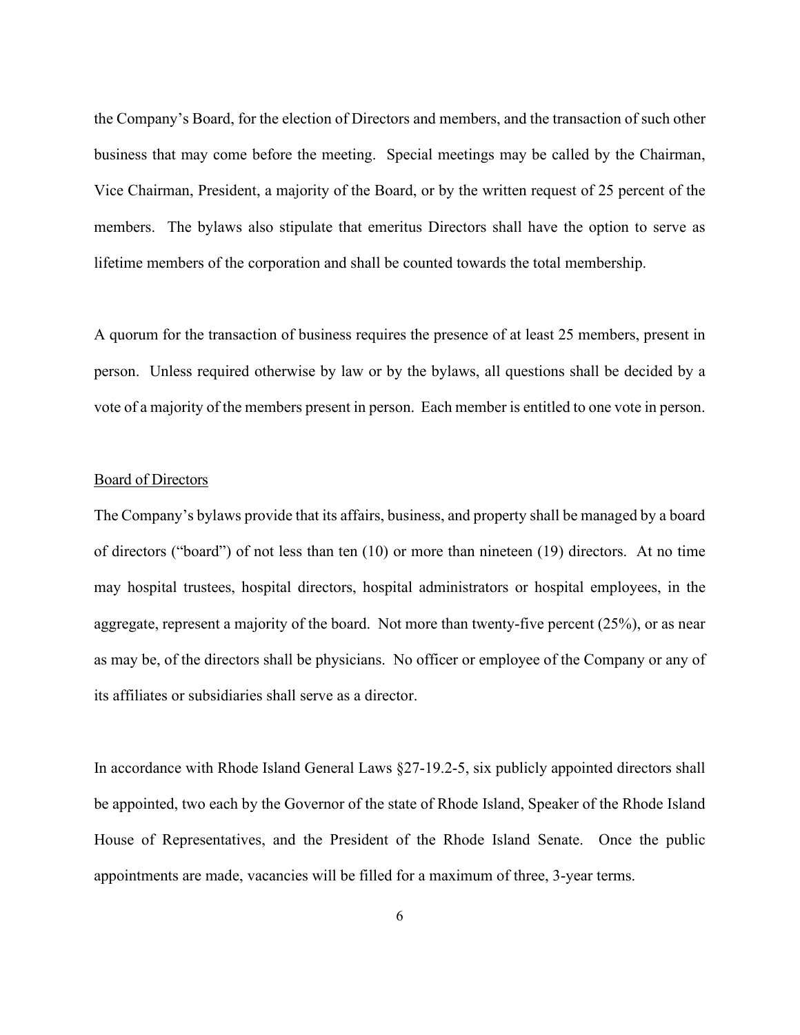the Company's Board, for the election of Directors and members, and the transaction of such other business that may come before the meeting. Special meetings may be called by the Chairman, Vice Chairman, President, a majority of the Board, or by the written request of 25 percent of the members. The bylaws also stipulate that emeritus Directors shall have the option to serve as lifetime members of the corporation and shall be counted towards the total membership.

A quorum for the transaction of business requires the presence of at least 25 members, present in person. Unless required otherwise by law or by the bylaws, all questions shall be decided by a vote of a majority of the members present in person. Each member is entitled to one vote in person.

<u>Board of Directors</u>

The Company's bylaws provide that its affairs, business, and property shall be managed by a board of directors ("board") of not less than ten (10) or more than nineteen (19) directors. At no time may hospital trustees, hospital directors, hospital administrators or hospital employees, in the aggregate, represent a majority of the board. Not more than twenty-five percent (25%), or as near as may be, of the directors shall be physicians. No officer or employee of the Company or any of its affiliates or subsidiaries shall serve as a director.

In accordance with Rhode Island General Laws §27-19.2-5, six publicly appointed directors shall be appointed, two each by the Governor of the state of Rhode Island, Speaker of the Rhode Island House of Representatives, and the President of the Rhode Island Senate. Once the public appointments are made, vacancies will be filled for a maximum of three, 3-year terms.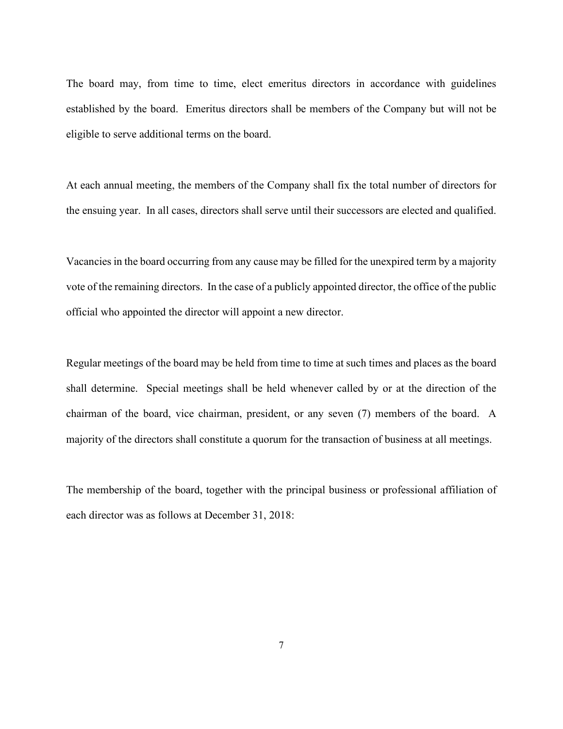The board may, from time to time, elect emeritus directors in accordance with guidelines established by the board. Emeritus directors shall be members of the Company but will not be eligible to serve additional terms on the board.

At each annual meeting, the members of the Company shall fix the total number of directors for the ensuing year. In all cases, directors shall serve until their successors are elected and qualified.

Vacancies in the board occurring from any cause may be filled for the unexpired term by a majority vote of the remaining directors. In the case of a publicly appointed director, the office of the public official who appointed the director will appoint a new director.

Regular meetings of the board may be held from time to time at such times and places as the board shall determine. Special meetings shall be held whenever called by or at the direction of the chairman of the board, vice chairman, president, or any seven (7) members of the board. A majority of the directors shall constitute a quorum for the transaction of business at all meetings.

The membership of the board, together with the principal business or professional affiliation of each director was as follows at December 31, 2018: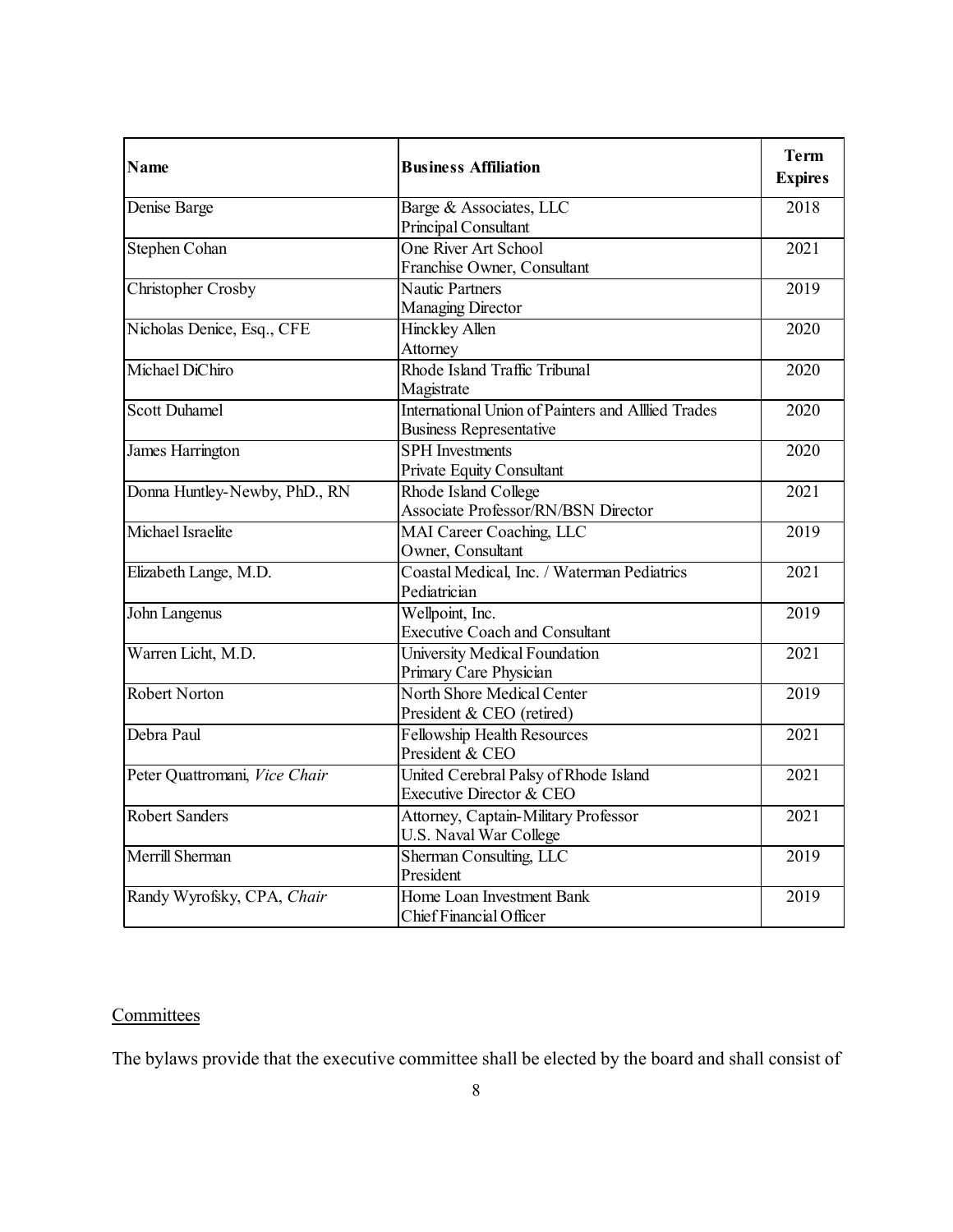| **Name** | **Business Affiliation** | **Term Expires** |
|---|---|---|
| Denise Barge | Barge & Associates, LLC<br>Principal Consultant | 2018 |
| Stephen Cohan | One River Art School<br>Franchise Owner, Consultant | 2021 |
| Christopher Crosby | Nautic Partners<br>Managing Director | 2019 |
| Nicholas Denice, Esq., CFE | Hinckley Allen<br>Attorney | 2020 |
| Michael DiChiro | Rhode Island Traffic Tribunal<br>Magistrate | 2020 |
| Scott Duhamel | International Union of Painters and Alllied Trades<br>Business Representative | 2020 |
| James Harrington | SPH Investments<br>Private Equity Consultant | 2020 |
| Donna Huntley-Newby, PhD., RN | Rhode Island College<br>Associate Professor/RN/BSN Director | 2021 |
| Michael Israelite | MAI Career Coaching, LLC<br>Owner, Consultant | 2019 |
| Elizabeth Lange, M.D. | Coastal Medical, Inc. / Waterman Pediatrics<br>Pediatrician | 2021 |
| John Langenus | Wellpoint, Inc.<br>Executive Coach and Consultant | 2019 |
| Warren Licht, M.D. | University Medical Foundation<br>Primary Care Physician | 2021 |
| Robert Norton | North Shore Medical Center<br>President & CEO (retired) | 2019 |
| Debra Paul | Fellowship Health Resources<br>President & CEO | 2021 |
| Peter Quattromani, *Vice Chair* | United Cerebral Palsy of Rhode Island<br>Executive Director & CEO | 2021 |
| Robert Sanders | Attorney, Captain-Military Professor<br>U.S. Naval War College | 2021 |
| Merrill Sherman | Sherman Consulting, LLC<br>President | 2019 |
| Randy Wyrofsky, CPA, *Chair* | Home Loan Investment Bank<br>Chief Financial Officer | 2019 |

Committees

The bylaws provide that the executive committee shall be elected by the board and shall consist of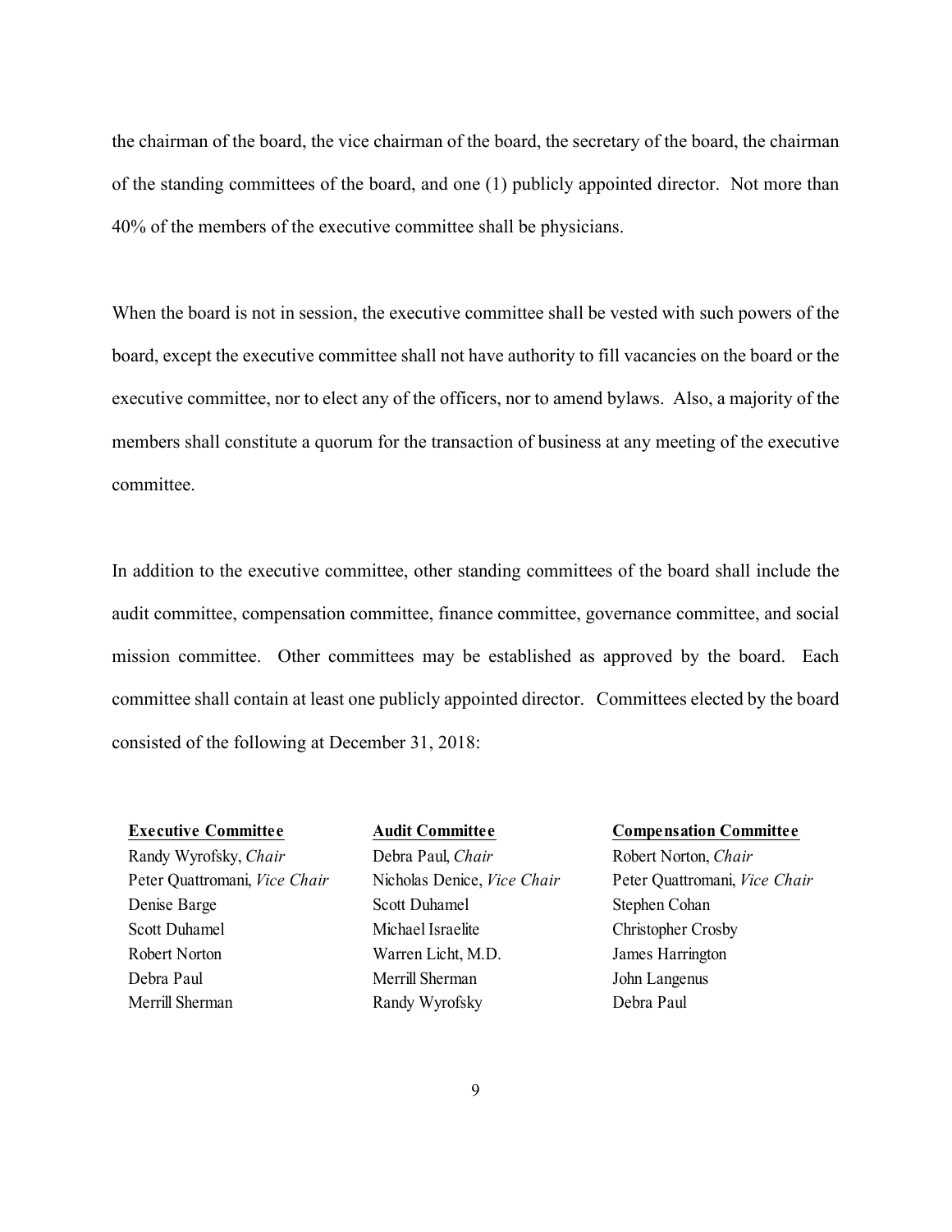the chairman of the board, the vice chairman of the board, the secretary of the board, the chairman of the standing committees of the board, and one (1) publicly appointed director. Not more than 40% of the members of the executive committee shall be physicians.

When the board is not in session, the executive committee shall be vested with such powers of the board, except the executive committee shall not have authority to fill vacancies on the board or the executive committee, nor to elect any of the officers, nor to amend bylaws. Also, a majority of the members shall constitute a quorum for the transaction of business at any meeting of the executive committee.

In addition to the executive committee, other standing committees of the board shall include the audit committee, compensation committee, finance committee, governance committee, and social mission committee. Other committees may be established as approved by the board. Each committee shall contain at least one publicly appointed director. Committees elected by the board consisted of the following at December 31, 2018:

| Executive Committee | Audit Committee | Compensation Committee |
| --- | --- | --- |
| Randy Wyrofsky, *Chair* | Debra Paul, *Chair* | Robert Norton, *Chair* |
| Peter Quattromani, *Vice Chair* | Nicholas Denice, *Vice Chair* | Peter Quattromani, *Vice Chair* |
| Denise Barge | Scott Duhamel | Stephen Cohan |
| Scott Duhamel | Michael Israelite | Christopher Crosby |
| Robert Norton | Warren Licht, M.D. | James Harrington |
| Debra Paul | Merrill Sherman | John Langenus |
| Merrill Sherman | Randy Wyrofsky | Debra Paul |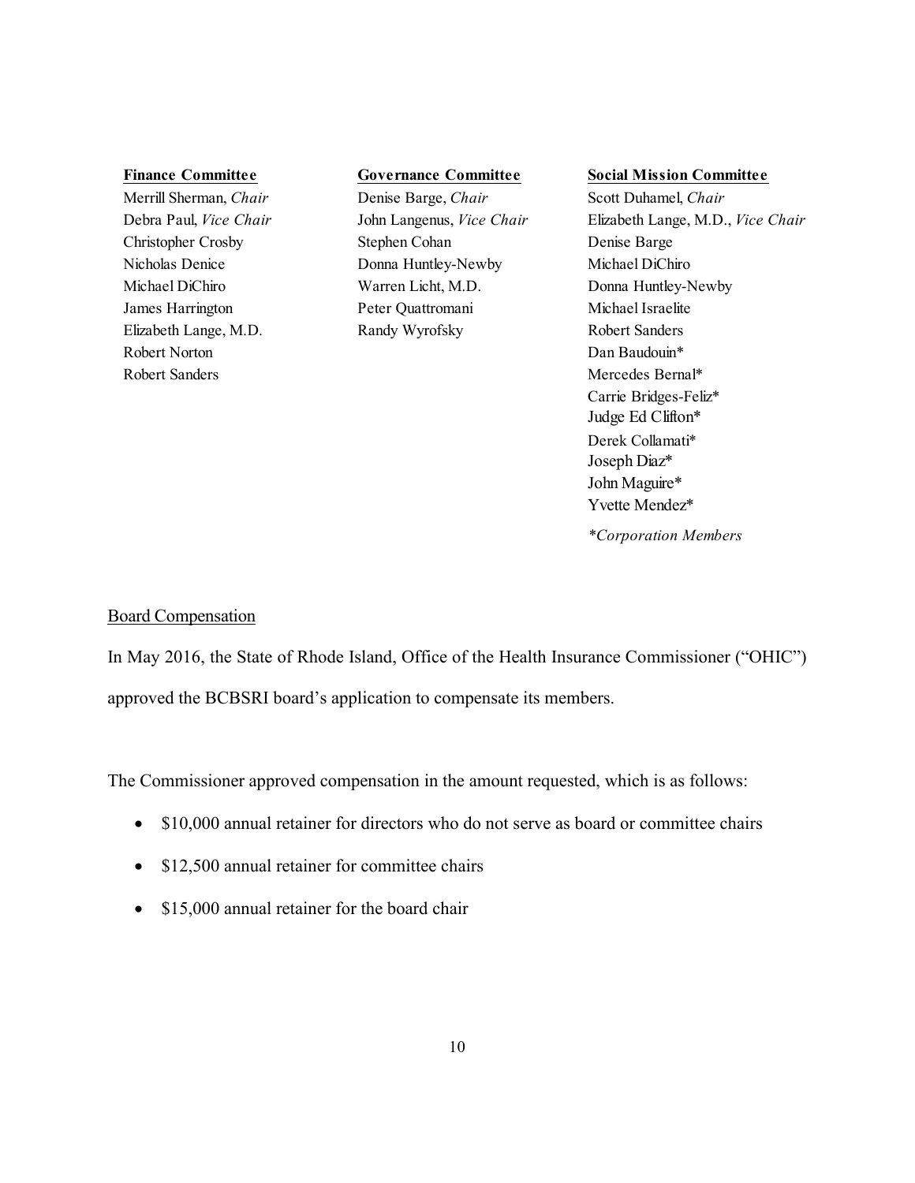**Finance Committee**
Merrill Sherman, *Chair*
Debra Paul, *Vice Chair*
Christopher Crosby
Nicholas Denice
Michael DiChiro
James Harrington
Elizabeth Lange, M.D.
Robert Norton
Robert Sanders

**Governance Committee**
Denise Barge, *Chair*
John Langenus, *Vice Chair*
Stephen Cohan
Donna Huntley-Newby
Warren Licht, M.D.
Peter Quattromani
Randy Wyrofsky

**Social Mission Committee**
Scott Duhamel, *Chair*
Elizabeth Lange, M.D., *Vice Chair*
Denise Barge
Michael DiChiro
Donna Huntley-Newby
Michael Israelite
Robert Sanders
Dan Baudouin*
Mercedes Bernal*
Carrie Bridges-Feliz*
Judge Ed Clifton*
Derek Collamati*
Joseph Diaz*
John Maguire*
Yvette Mendez*

*\*Corporation Members*

Board Compensation

In May 2016, the State of Rhode Island, Office of the Health Insurance Commissioner ("OHIC") approved the BCBSRI board's application to compensate its members.

The Commissioner approved compensation in the amount requested, which is as follows:

- $10,000 annual retainer for directors who do not serve as board or committee chairs
- $12,500 annual retainer for committee chairs
- $15,000 annual retainer for the board chair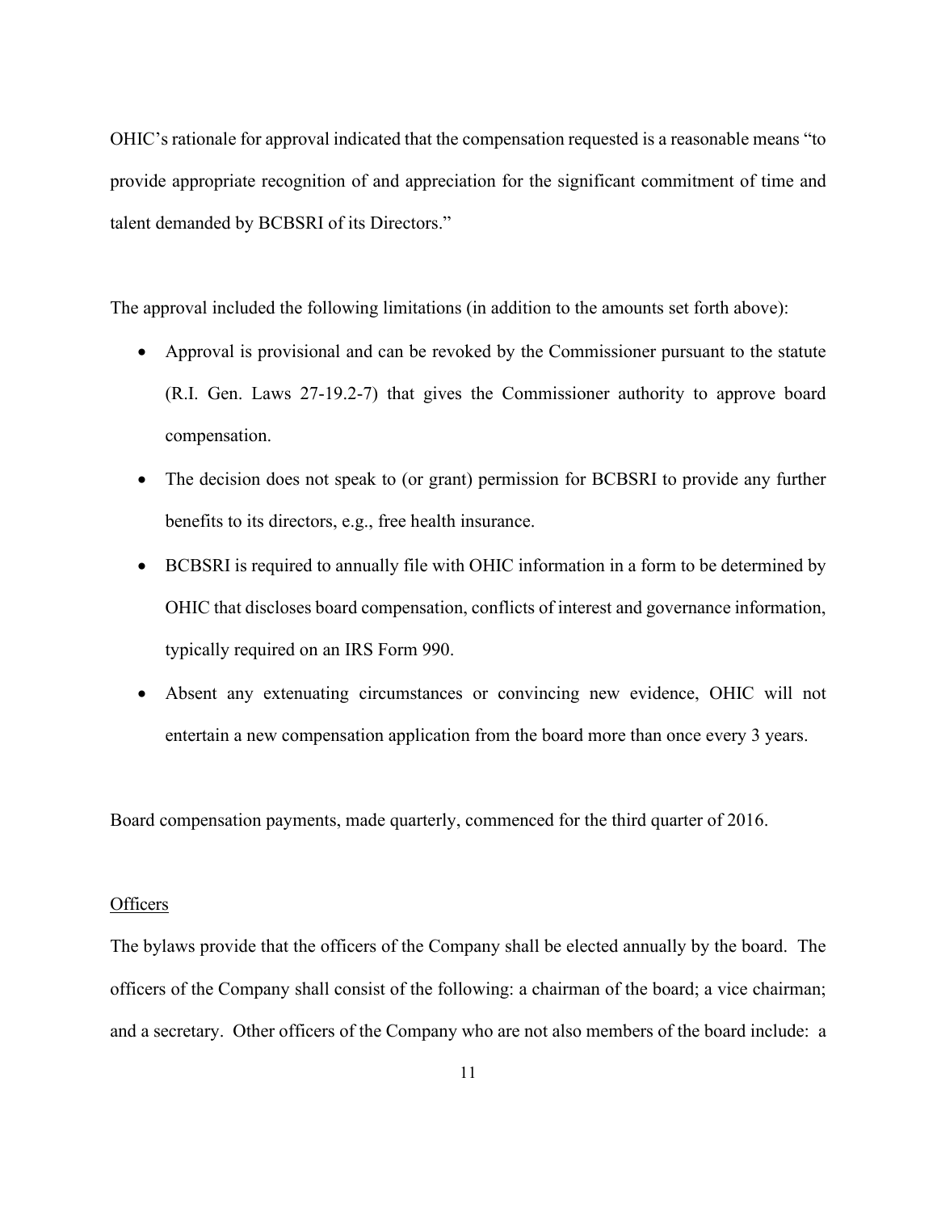OHIC's rationale for approval indicated that the compensation requested is a reasonable means "to provide appropriate recognition of and appreciation for the significant commitment of time and talent demanded by BCBSRI of its Directors."

The approval included the following limitations (in addition to the amounts set forth above):

- Approval is provisional and can be revoked by the Commissioner pursuant to the statute (R.I. Gen. Laws 27-19.2-7) that gives the Commissioner authority to approve board compensation.
- The decision does not speak to (or grant) permission for BCBSRI to provide any further benefits to its directors, e.g., free health insurance.
- BCBSRI is required to annually file with OHIC information in a form to be determined by OHIC that discloses board compensation, conflicts of interest and governance information, typically required on an IRS Form 990.
- Absent any extenuating circumstances or convincing new evidence, OHIC will not entertain a new compensation application from the board more than once every 3 years.

Board compensation payments, made quarterly, commenced for the third quarter of 2016.

## Officers

The bylaws provide that the officers of the Company shall be elected annually by the board. The officers of the Company shall consist of the following: a chairman of the board; a vice chairman; and a secretary. Other officers of the Company who are not also members of the board include: a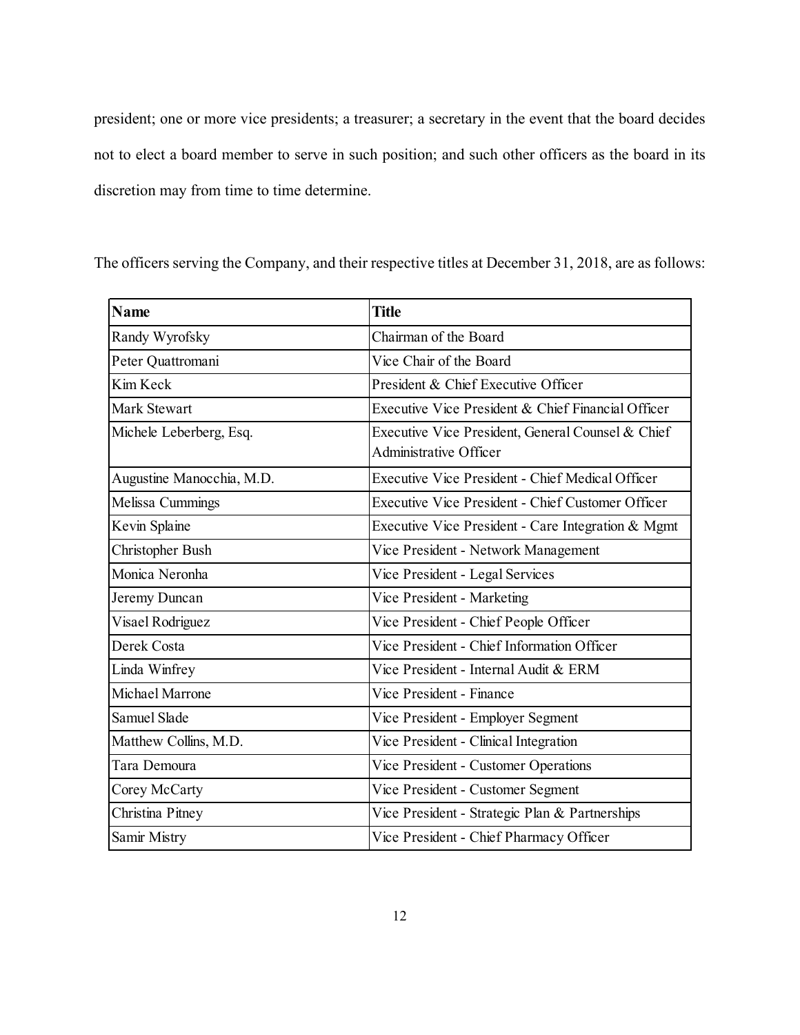president; one or more vice presidents; a treasurer; a secretary in the event that the board decides not to elect a board member to serve in such position; and such other officers as the board in its discretion may from time to time determine.

The officers serving the Company, and their respective titles at December 31, 2018, are as follows:

| Name | Title |
| --- | --- |
| Randy Wyrofsky | Chairman of the Board |
| Peter Quattromani | Vice Chair of the Board |
| Kim Keck | President & Chief Executive Officer |
| Mark Stewart | Executive Vice President & Chief Financial Officer |
| Michele Leberberg, Esq. | Executive Vice President, General Counsel & Chief Administrative Officer |
| Augustine Manocchia, M.D. | Executive Vice President - Chief Medical Officer |
| Melissa Cummings | Executive Vice President - Chief Customer Officer |
| Kevin Splaine | Executive Vice President - Care Integration & Mgmt |
| Christopher Bush | Vice President - Network Management |
| Monica Neronha | Vice President - Legal Services |
| Jeremy Duncan | Vice President - Marketing |
| Visael Rodriguez | Vice President - Chief People Officer |
| Derek Costa | Vice President - Chief Information Officer |
| Linda Winfrey | Vice President - Internal Audit & ERM |
| Michael Marrone | Vice President - Finance |
| Samuel Slade | Vice President - Employer Segment |
| Matthew Collins, M.D. | Vice President - Clinical Integration |
| Tara Demoura | Vice President - Customer Operations |
| Corey McCarty | Vice President - Customer Segment |
| Christina Pitney | Vice President - Strategic Plan & Partnerships |
| Samir Mistry | Vice President - Chief Pharmacy Officer |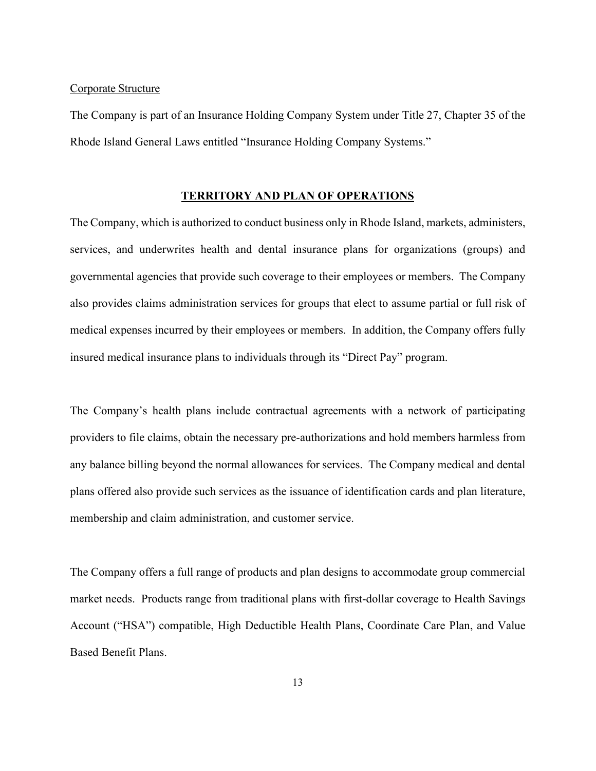Corporate Structure

The Company is part of an Insurance Holding Company System under Title 27, Chapter 35 of the Rhode Island General Laws entitled "Insurance Holding Company Systems."

## TERRITORY AND PLAN OF OPERATIONS

The Company, which is authorized to conduct business only in Rhode Island, markets, administers, services, and underwrites health and dental insurance plans for organizations (groups) and governmental agencies that provide such coverage to their employees or members. The Company also provides claims administration services for groups that elect to assume partial or full risk of medical expenses incurred by their employees or members. In addition, the Company offers fully insured medical insurance plans to individuals through its "Direct Pay" program.

The Company's health plans include contractual agreements with a network of participating providers to file claims, obtain the necessary pre-authorizations and hold members harmless from any balance billing beyond the normal allowances for services. The Company medical and dental plans offered also provide such services as the issuance of identification cards and plan literature, membership and claim administration, and customer service.

The Company offers a full range of products and plan designs to accommodate group commercial market needs. Products range from traditional plans with first-dollar coverage to Health Savings Account ("HSA") compatible, High Deductible Health Plans, Coordinate Care Plan, and Value Based Benefit Plans.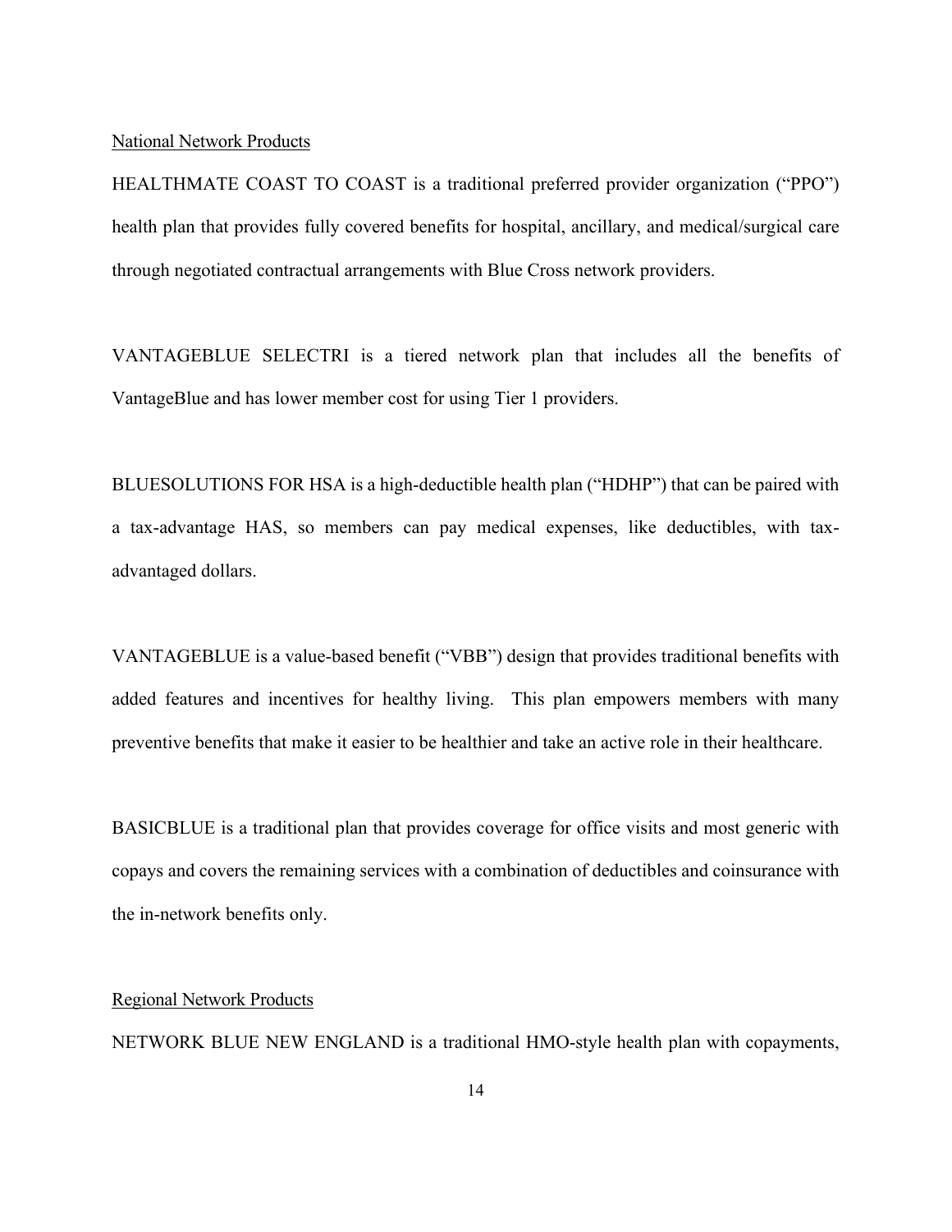National Network Products

HEALTHMATE COAST TO COAST is a traditional preferred provider organization ("PPO") health plan that provides fully covered benefits for hospital, ancillary, and medical/surgical care through negotiated contractual arrangements with Blue Cross network providers.

VANTAGEBLUE SELECTRI is a tiered network plan that includes all the benefits of VantageBlue and has lower member cost for using Tier 1 providers.

BLUESOLUTIONS FOR HSA is a high-deductible health plan ("HDHP") that can be paired with a tax-advantage HAS, so members can pay medical expenses, like deductibles, with tax-advantaged dollars.

VANTAGEBLUE is a value-based benefit ("VBB") design that provides traditional benefits with added features and incentives for healthy living. This plan empowers members with many preventive benefits that make it easier to be healthier and take an active role in their healthcare.

BASICBLUE is a traditional plan that provides coverage for office visits and most generic with copays and covers the remaining services with a combination of deductibles and coinsurance with the in-network benefits only.

Regional Network Products

NETWORK BLUE NEW ENGLAND is a traditional HMO-style health plan with copayments,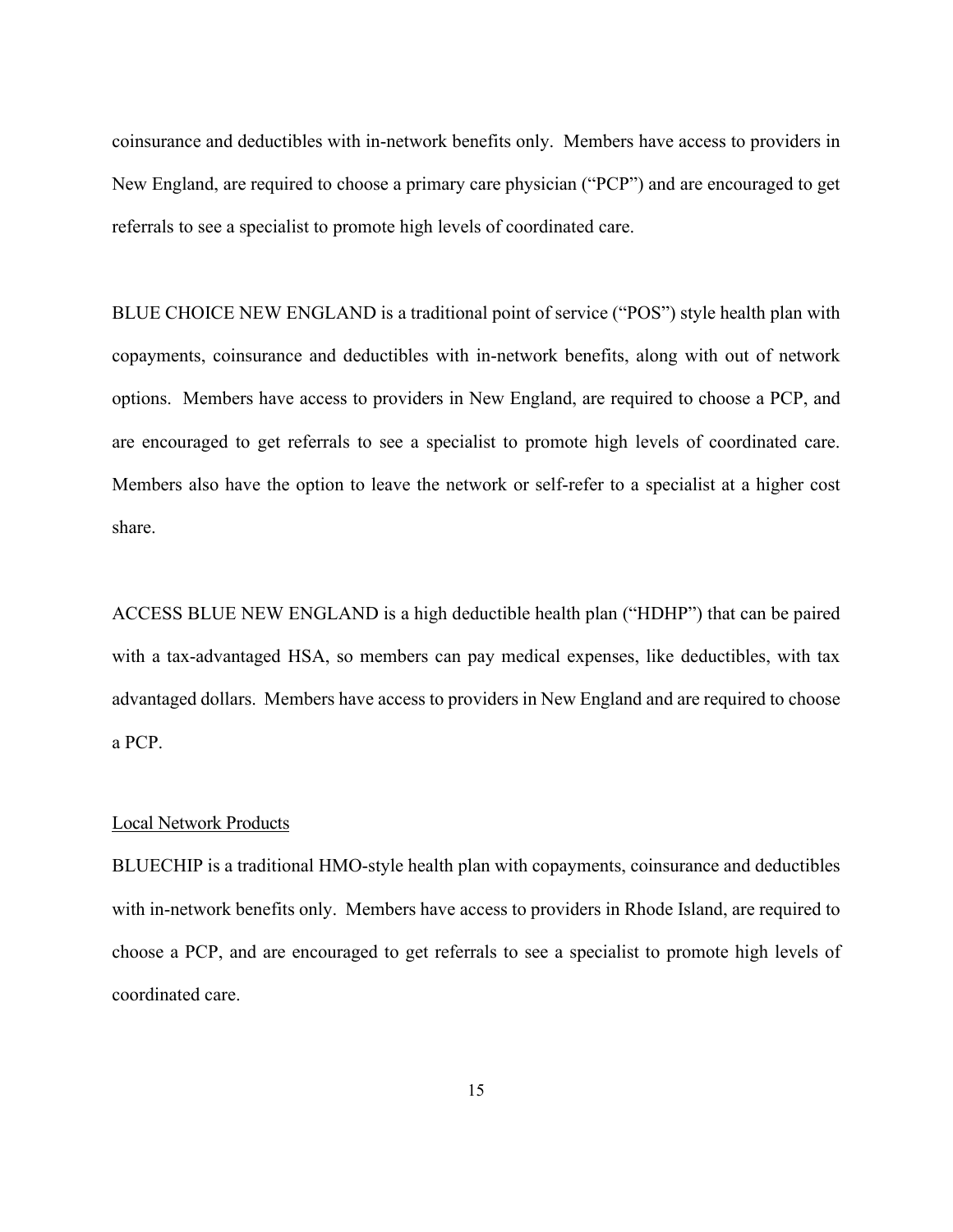coinsurance and deductibles with in-network benefits only. Members have access to providers in New England, are required to choose a primary care physician ("PCP") and are encouraged to get referrals to see a specialist to promote high levels of coordinated care.

BLUE CHOICE NEW ENGLAND is a traditional point of service ("POS") style health plan with copayments, coinsurance and deductibles with in-network benefits, along with out of network options. Members have access to providers in New England, are required to choose a PCP, and are encouraged to get referrals to see a specialist to promote high levels of coordinated care. Members also have the option to leave the network or self-refer to a specialist at a higher cost share.

ACCESS BLUE NEW ENGLAND is a high deductible health plan ("HDHP") that can be paired with a tax-advantaged HSA, so members can pay medical expenses, like deductibles, with tax advantaged dollars. Members have access to providers in New England and are required to choose a PCP.

Local Network Products

BLUECHIP is a traditional HMO-style health plan with copayments, coinsurance and deductibles with in-network benefits only. Members have access to providers in Rhode Island, are required to choose a PCP, and are encouraged to get referrals to see a specialist to promote high levels of coordinated care.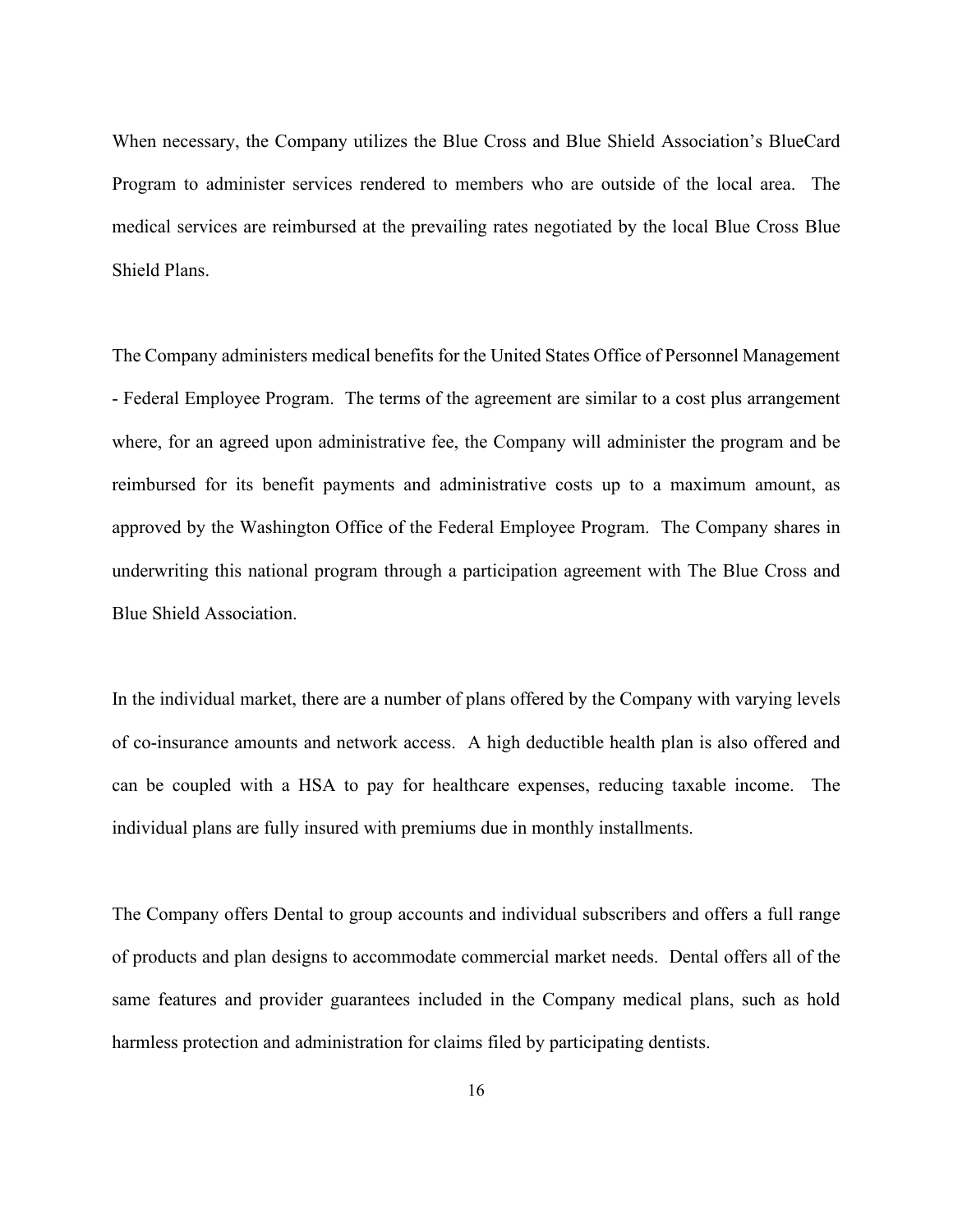When necessary, the Company utilizes the Blue Cross and Blue Shield Association's BlueCard Program to administer services rendered to members who are outside of the local area. The medical services are reimbursed at the prevailing rates negotiated by the local Blue Cross Blue Shield Plans.

The Company administers medical benefits for the United States Office of Personnel Management - Federal Employee Program. The terms of the agreement are similar to a cost plus arrangement where, for an agreed upon administrative fee, the Company will administer the program and be reimbursed for its benefit payments and administrative costs up to a maximum amount, as approved by the Washington Office of the Federal Employee Program. The Company shares in underwriting this national program through a participation agreement with The Blue Cross and Blue Shield Association.

In the individual market, there are a number of plans offered by the Company with varying levels of co-insurance amounts and network access. A high deductible health plan is also offered and can be coupled with a HSA to pay for healthcare expenses, reducing taxable income. The individual plans are fully insured with premiums due in monthly installments.

The Company offers Dental to group accounts and individual subscribers and offers a full range of products and plan designs to accommodate commercial market needs. Dental offers all of the same features and provider guarantees included in the Company medical plans, such as hold harmless protection and administration for claims filed by participating dentists.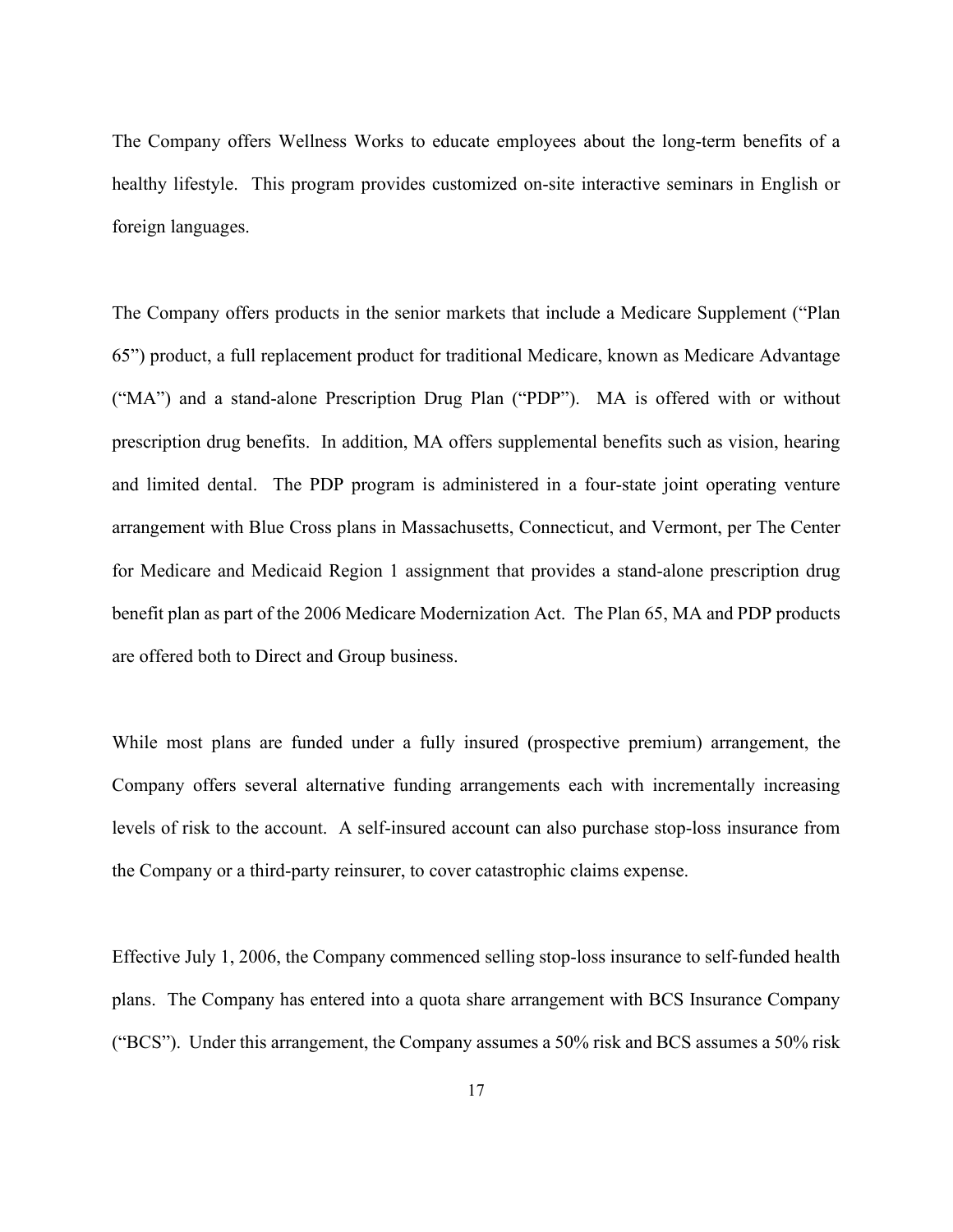The Company offers Wellness Works to educate employees about the long-term benefits of a healthy lifestyle. This program provides customized on-site interactive seminars in English or foreign languages.

The Company offers products in the senior markets that include a Medicare Supplement ("Plan 65") product, a full replacement product for traditional Medicare, known as Medicare Advantage ("MA") and a stand-alone Prescription Drug Plan ("PDP"). MA is offered with or without prescription drug benefits. In addition, MA offers supplemental benefits such as vision, hearing and limited dental. The PDP program is administered in a four-state joint operating venture arrangement with Blue Cross plans in Massachusetts, Connecticut, and Vermont, per The Center for Medicare and Medicaid Region 1 assignment that provides a stand-alone prescription drug benefit plan as part of the 2006 Medicare Modernization Act. The Plan 65, MA and PDP products are offered both to Direct and Group business.

While most plans are funded under a fully insured (prospective premium) arrangement, the Company offers several alternative funding arrangements each with incrementally increasing levels of risk to the account. A self-insured account can also purchase stop-loss insurance from the Company or a third-party reinsurer, to cover catastrophic claims expense.

Effective July 1, 2006, the Company commenced selling stop-loss insurance to self-funded health plans. The Company has entered into a quota share arrangement with BCS Insurance Company ("BCS"). Under this arrangement, the Company assumes a 50% risk and BCS assumes a 50% risk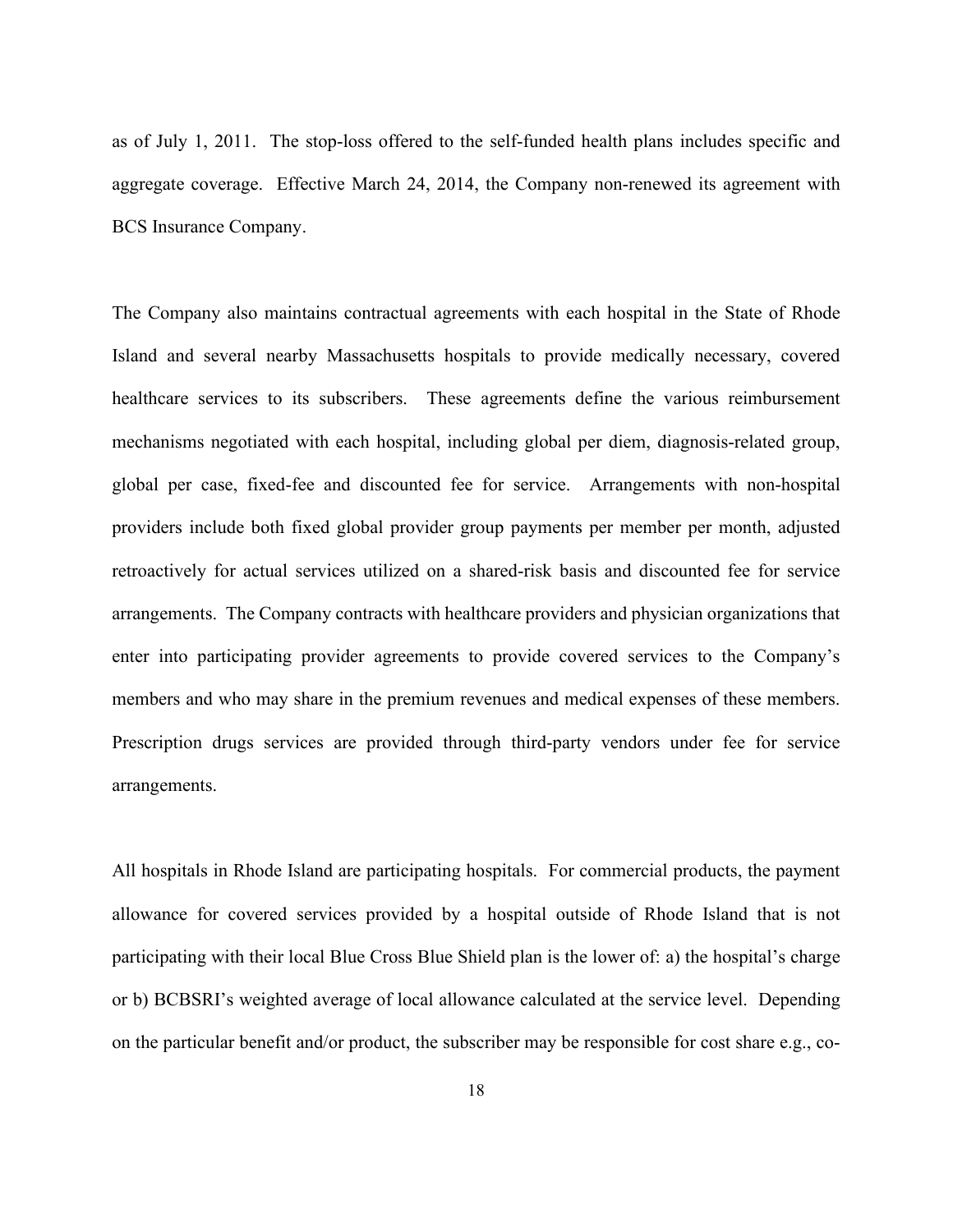as of July 1, 2011. The stop-loss offered to the self-funded health plans includes specific and aggregate coverage. Effective March 24, 2014, the Company non-renewed its agreement with BCS Insurance Company.

The Company also maintains contractual agreements with each hospital in the State of Rhode Island and several nearby Massachusetts hospitals to provide medically necessary, covered healthcare services to its subscribers. These agreements define the various reimbursement mechanisms negotiated with each hospital, including global per diem, diagnosis-related group, global per case, fixed-fee and discounted fee for service. Arrangements with non-hospital providers include both fixed global provider group payments per member per month, adjusted retroactively for actual services utilized on a shared-risk basis and discounted fee for service arrangements. The Company contracts with healthcare providers and physician organizations that enter into participating provider agreements to provide covered services to the Company's members and who may share in the premium revenues and medical expenses of these members. Prescription drugs services are provided through third-party vendors under fee for service arrangements.

All hospitals in Rhode Island are participating hospitals. For commercial products, the payment allowance for covered services provided by a hospital outside of Rhode Island that is not participating with their local Blue Cross Blue Shield plan is the lower of: a) the hospital's charge or b) BCBSRI's weighted average of local allowance calculated at the service level. Depending on the particular benefit and/or product, the subscriber may be responsible for cost share e.g., co-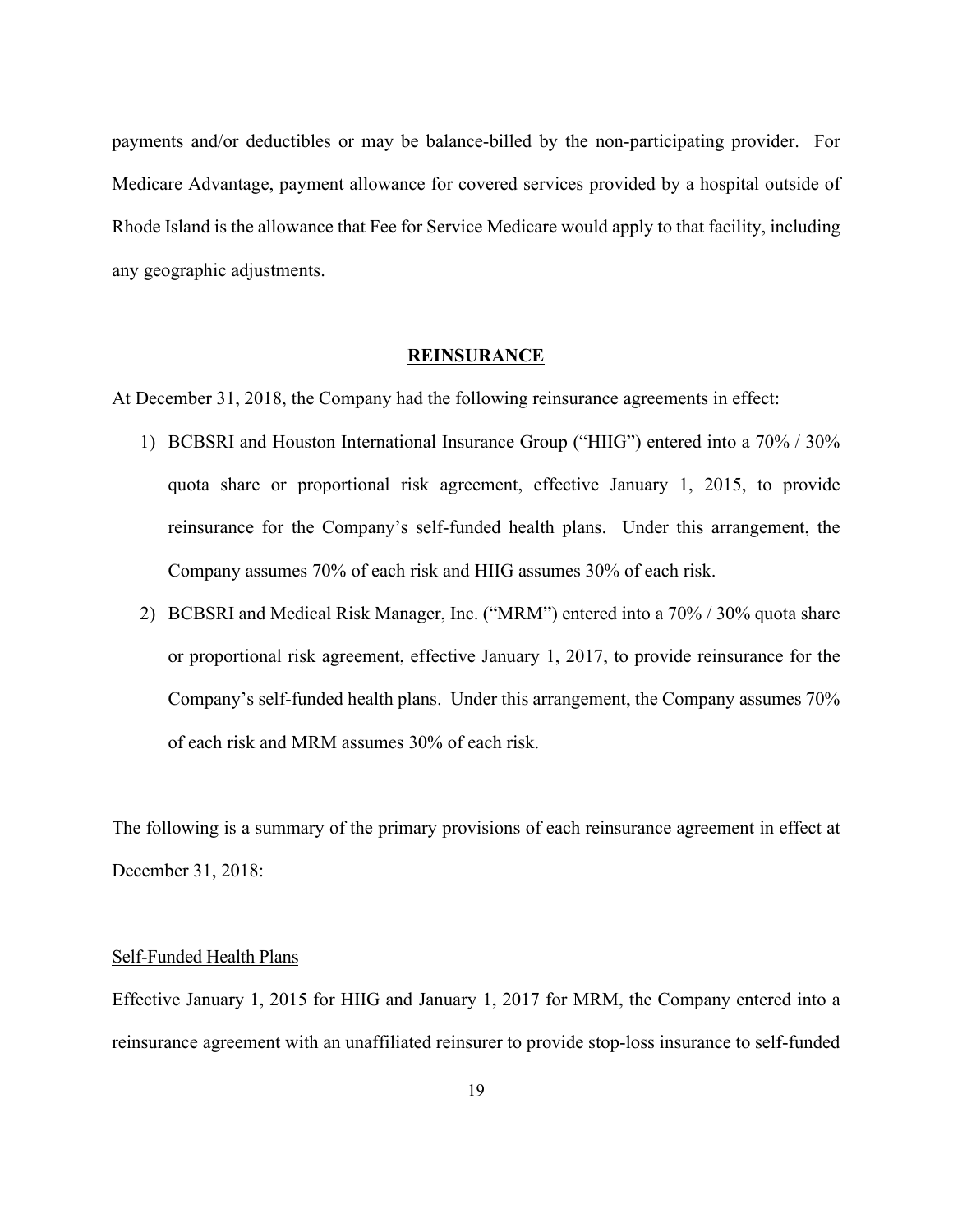payments and/or deductibles or may be balance-billed by the non-participating provider. For Medicare Advantage, payment allowance for covered services provided by a hospital outside of Rhode Island is the allowance that Fee for Service Medicare would apply to that facility, including any geographic adjustments.

## REINSURANCE

At December 31, 2018, the Company had the following reinsurance agreements in effect:

1) BCBSRI and Houston International Insurance Group ("HIIG") entered into a 70% / 30% quota share or proportional risk agreement, effective January 1, 2015, to provide reinsurance for the Company's self-funded health plans. Under this arrangement, the Company assumes 70% of each risk and HIIG assumes 30% of each risk.
2) BCBSRI and Medical Risk Manager, Inc. ("MRM") entered into a 70% / 30% quota share or proportional risk agreement, effective January 1, 2017, to provide reinsurance for the Company's self-funded health plans. Under this arrangement, the Company assumes 70% of each risk and MRM assumes 30% of each risk.

The following is a summary of the primary provisions of each reinsurance agreement in effect at December 31, 2018:

### Self-Funded Health Plans

Effective January 1, 2015 for HIIG and January 1, 2017 for MRM, the Company entered into a reinsurance agreement with an unaffiliated reinsurer to provide stop-loss insurance to self-funded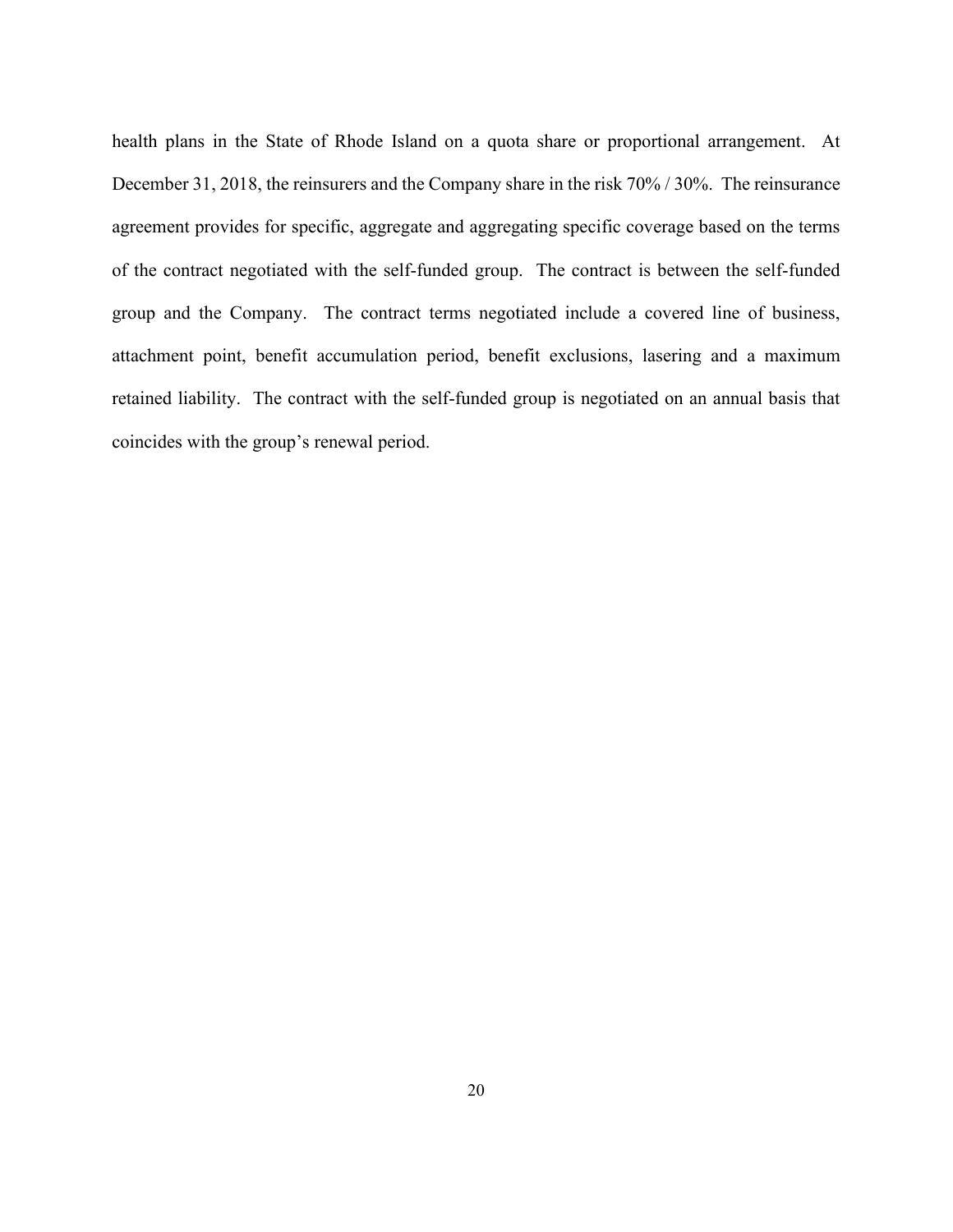health plans in the State of Rhode Island on a quota share or proportional arrangement. At December 31, 2018, the reinsurers and the Company share in the risk 70% / 30%. The reinsurance agreement provides for specific, aggregate and aggregating specific coverage based on the terms of the contract negotiated with the self-funded group. The contract is between the self-funded group and the Company. The contract terms negotiated include a covered line of business, attachment point, benefit accumulation period, benefit exclusions, lasering and a maximum retained liability. The contract with the self-funded group is negotiated on an annual basis that coincides with the group's renewal period.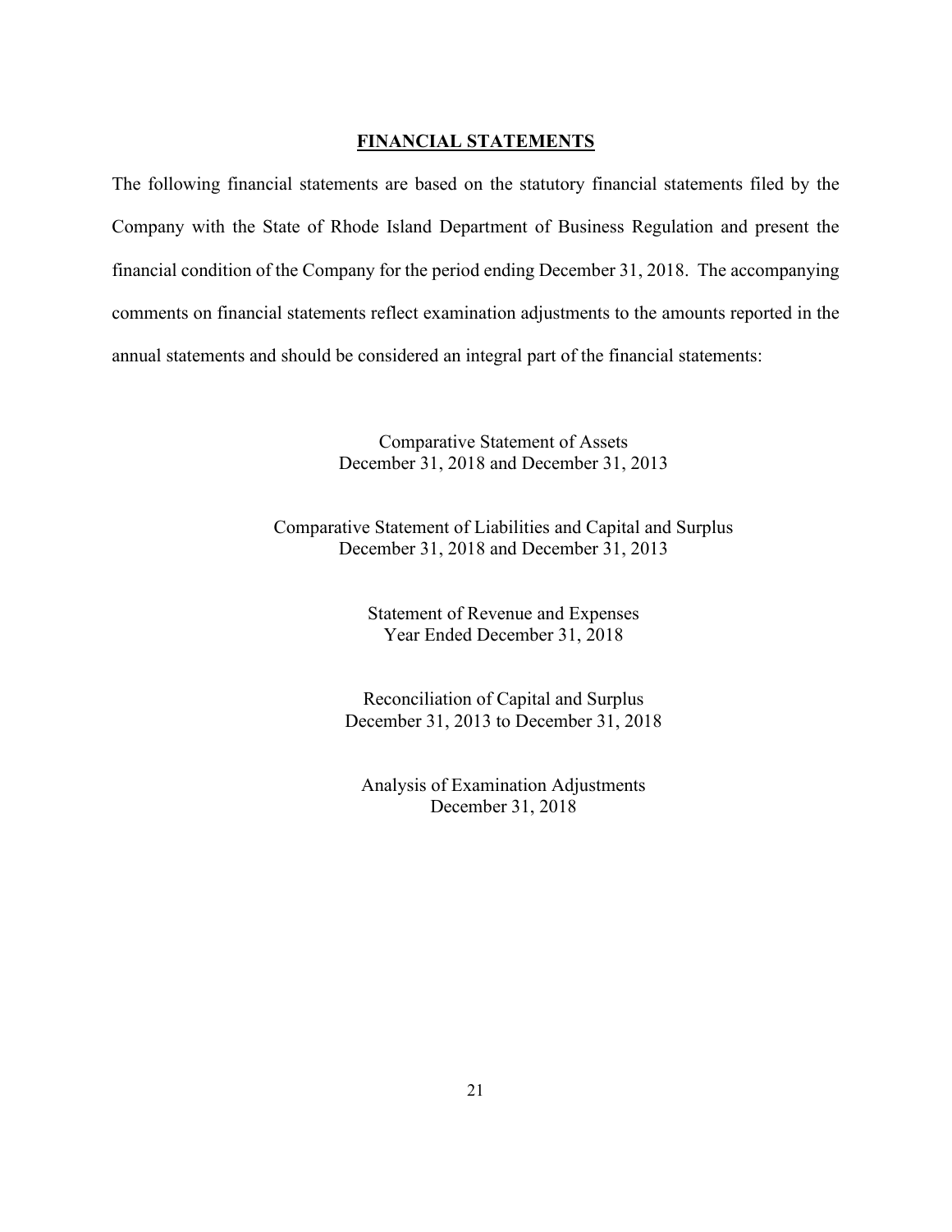## FINANCIAL STATEMENTS

The following financial statements are based on the statutory financial statements filed by the Company with the State of Rhode Island Department of Business Regulation and present the financial condition of the Company for the period ending December 31, 2018. The accompanying comments on financial statements reflect examination adjustments to the amounts reported in the annual statements and should be considered an integral part of the financial statements:

Comparative Statement of Assets
December 31, 2018 and December 31, 2013

Comparative Statement of Liabilities and Capital and Surplus
December 31, 2018 and December 31, 2013

Statement of Revenue and Expenses
Year Ended December 31, 2018

Reconciliation of Capital and Surplus
December 31, 2013 to December 31, 2018

Analysis of Examination Adjustments
December 31, 2018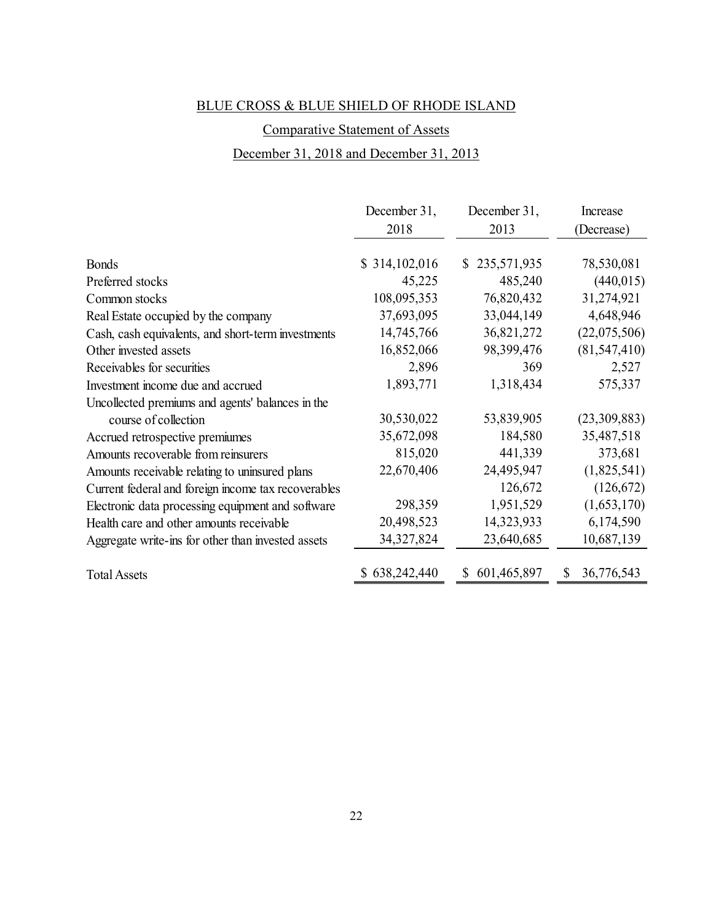BLUE CROSS & BLUE SHIELD OF RHODE ISLAND

Comparative Statement of Assets

December 31, 2018 and December 31, 2013

| | December 31, 2018 | December 31, 2013 | Increase (Decrease) |
|---|---|---|---|
| Bonds | $ 314,102,016 | $ 235,571,935 | 78,530,081 |
| Preferred stocks | 45,225 | 485,240 | (440,015) |
| Common stocks | 108,095,353 | 76,820,432 | 31,274,921 |
| Real Estate occupied by the company | 37,693,095 | 33,044,149 | 4,648,946 |
| Cash, cash equivalents, and short-term investments | 14,745,766 | 36,821,272 | (22,075,506) |
| Other invested assets | 16,852,066 | 98,399,476 | (81,547,410) |
| Receivables for securities | 2,896 | 369 | 2,527 |
| Investment income due and accrued | 1,893,771 | 1,318,434 | 575,337 |
| Uncollected premiums and agents' balances in the course of collection | 30,530,022 | 53,839,905 | (23,309,883) |
| Accrued retrospective premiumes | 35,672,098 | 184,580 | 35,487,518 |
| Amounts recoverable from reinsurers | 815,020 | 441,339 | 373,681 |
| Amounts receivable relating to uninsured plans | 22,670,406 | 24,495,947 | (1,825,541) |
| Current federal and foreign income tax recoverables | | 126,672 | (126,672) |
| Electronic data processing equipment and software | 298,359 | 1,951,529 | (1,653,170) |
| Health care and other amounts receivable | 20,498,523 | 14,323,933 | 6,174,590 |
| Aggregate write-ins for other than invested assets | 34,327,824 | 23,640,685 | 10,687,139 |
| Total Assets | $ 638,242,440 | $ 601,465,897 | $ 36,776,543 |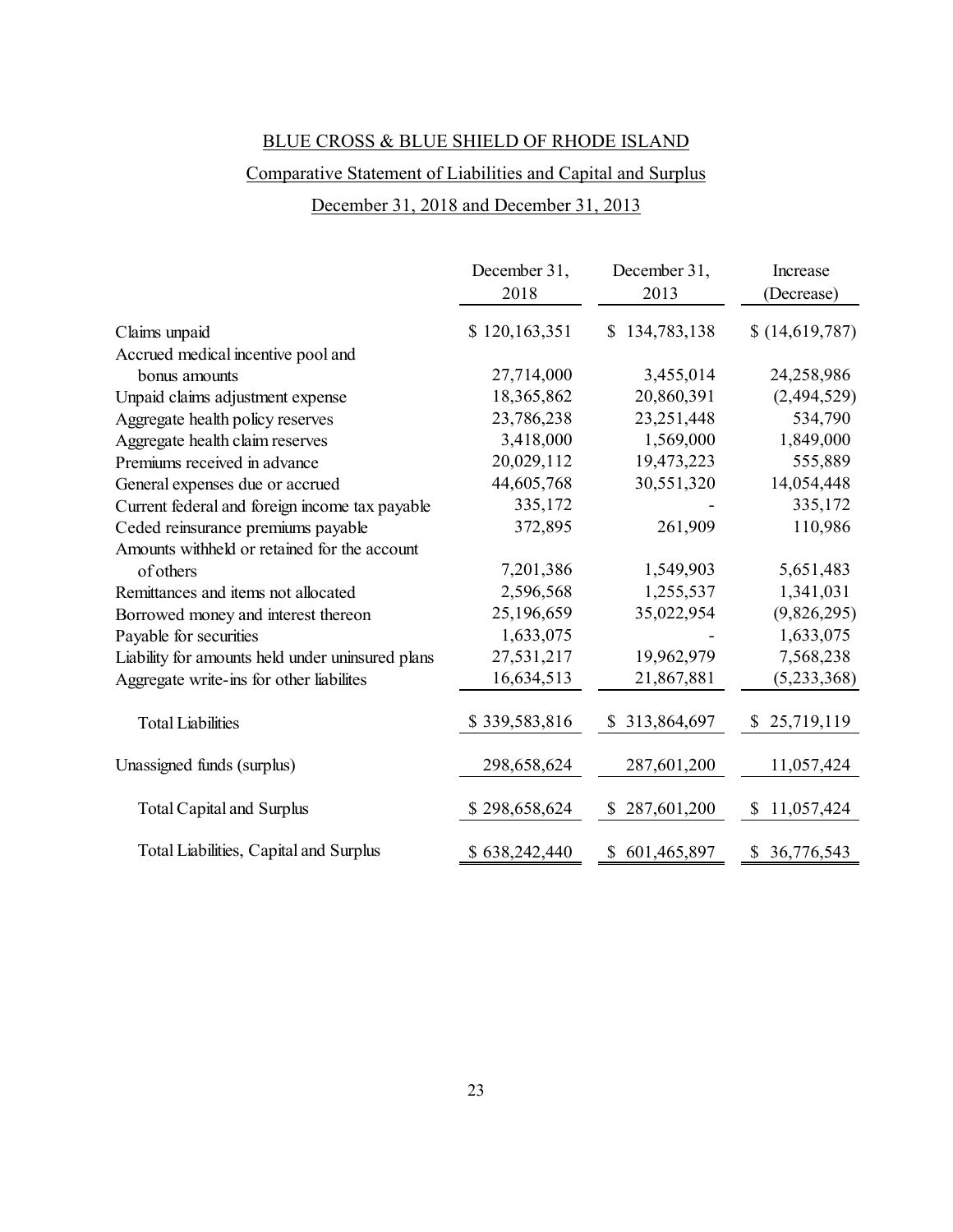BLUE CROSS & BLUE SHIELD OF RHODE ISLAND

Comparative Statement of Liabilities and Capital and Surplus

December 31, 2018 and December 31, 2013

| | December 31, 2018 | December 31, 2013 | Increase (Decrease) |
|---|---|---|---|
| Claims unpaid | $ 120,163,351 | $ 134,783,138 | $ (14,619,787) |
| Accrued medical incentive pool and bonus amounts | 27,714,000 | 3,455,014 | 24,258,986 |
| Unpaid claims adjustment expense | 18,365,862 | 20,860,391 | (2,494,529) |
| Aggregate health policy reserves | 23,786,238 | 23,251,448 | 534,790 |
| Aggregate health claim reserves | 3,418,000 | 1,569,000 | 1,849,000 |
| Premiums received in advance | 20,029,112 | 19,473,223 | 555,889 |
| General expenses due or accrued | 44,605,768 | 30,551,320 | 14,054,448 |
| Current federal and foreign income tax payable | 335,172 | - | 335,172 |
| Ceded reinsurance premiums payable | 372,895 | 261,909 | 110,986 |
| Amounts withheld or retained for the account of others | 7,201,386 | 1,549,903 | 5,651,483 |
| Remittances and items not allocated | 2,596,568 | 1,255,537 | 1,341,031 |
| Borrowed money and interest thereon | 25,196,659 | 35,022,954 | (9,826,295) |
| Payable for securities | 1,633,075 | - | 1,633,075 |
| Liability for amounts held under uninsured plans | 27,531,217 | 19,962,979 | 7,568,238 |
| Aggregate write-ins for other liabilites | 16,634,513 | 21,867,881 | (5,233,368) |
| Total Liabilities | $ 339,583,816 | $ 313,864,697 | $ 25,719,119 |
| Unassigned funds (surplus) | 298,658,624 | 287,601,200 | 11,057,424 |
| Total Capital and Surplus | $ 298,658,624 | $ 287,601,200 | $ 11,057,424 |
| Total Liabilities, Capital and Surplus | $ 638,242,440 | $ 601,465,897 | $ 36,776,543 |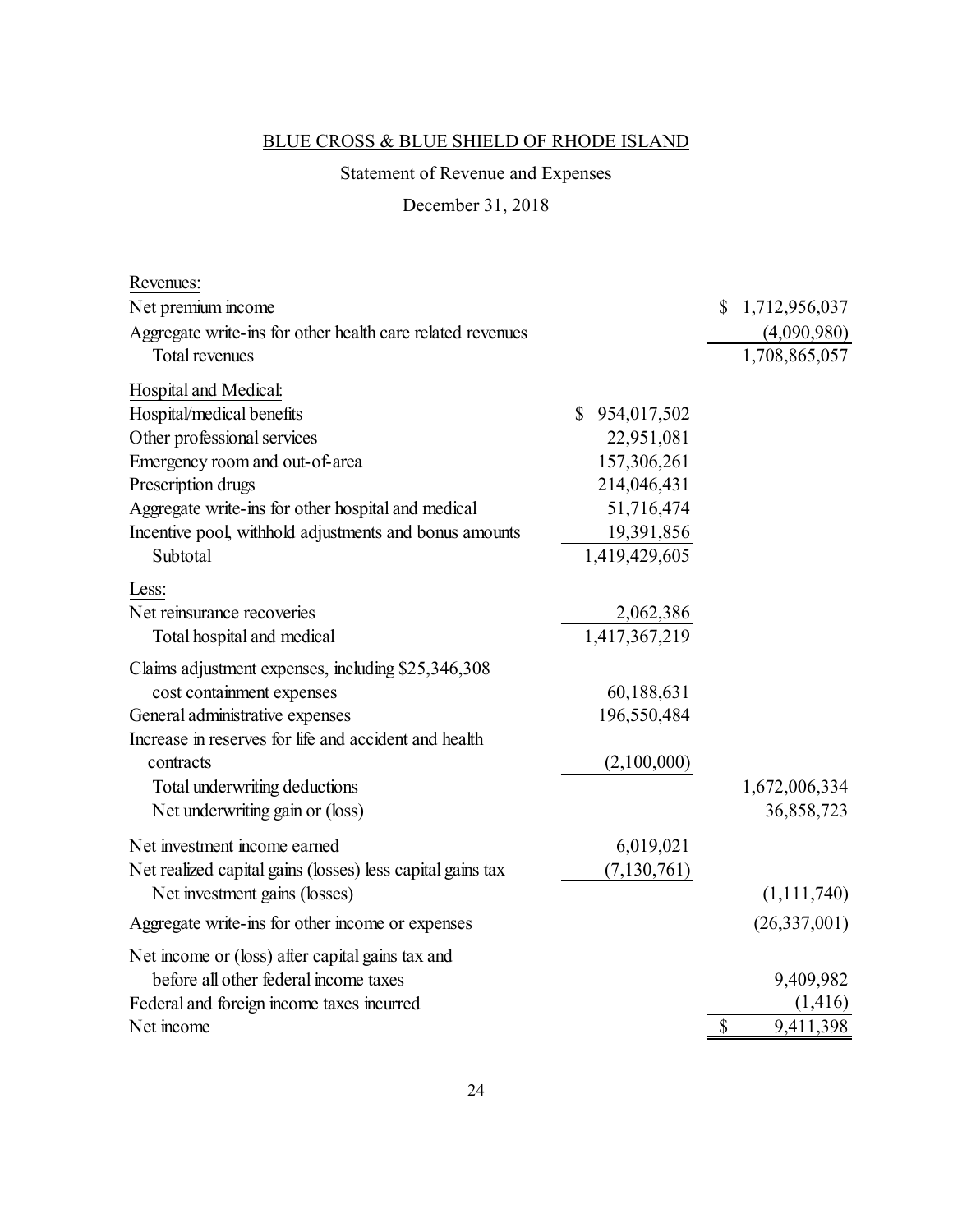BLUE CROSS & BLUE SHIELD OF RHODE ISLAND

Statement of Revenue and Expenses

December 31, 2018

| | | |
|---|---|---|
| Revenues: | | |
| Net premium income | | $ 1,712,956,037 |
| Aggregate write-ins for other health care related revenues | | (4,090,980) |
| Total revenues | | 1,708,865,057 |
| Hospital and Medical: | | |
| Hospital/medical benefits | $ 954,017,502 | |
| Other professional services | 22,951,081 | |
| Emergency room and out-of-area | 157,306,261 | |
| Prescription drugs | 214,046,431 | |
| Aggregate write-ins for other hospital and medical | 51,716,474 | |
| Incentive pool, withhold adjustments and bonus amounts | 19,391,856 | |
| Subtotal | 1,419,429,605 | |
| Less: | | |
| Net reinsurance recoveries | 2,062,386 | |
| Total hospital and medical | 1,417,367,219 | |
| Claims adjustment expenses, including $25,346,308 cost containment expenses | 60,188,631 | |
| General administrative expenses | 196,550,484 | |
| Increase in reserves for life and accident and health contracts | (2,100,000) | |
| Total underwriting deductions | | 1,672,006,334 |
| Net underwriting gain or (loss) | | 36,858,723 |
| Net investment income earned | 6,019,021 | |
| Net realized capital gains (losses) less capital gains tax | (7,130,761) | |
| Net investment gains (losses) | | (1,111,740) |
| Aggregate write-ins for other income or expenses | | (26,337,001) |
| Net income or (loss) after capital gains tax and before all other federal income taxes | | 9,409,982 |
| Federal and foreign income taxes incurred | | (1,416) |
| Net income | | $ 9,411,398 |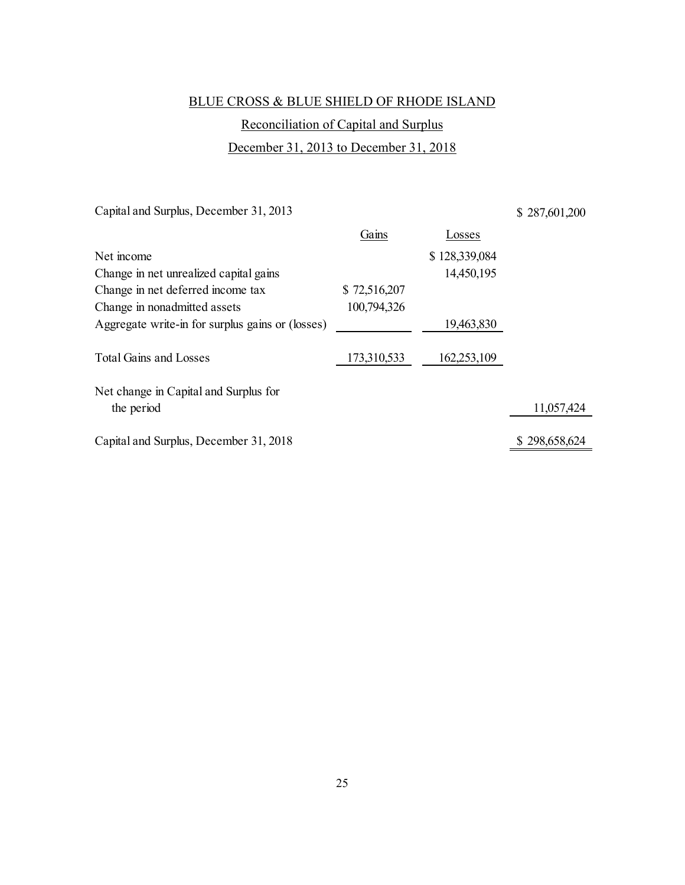BLUE CROSS & BLUE SHIELD OF RHODE ISLAND

Reconciliation of Capital and Surplus

December 31, 2013 to December 31, 2018

| | Gains | Losses | |
|---|---|---|---|
| Capital and Surplus, December 31, 2013 | | | $ 287,601,200 |
| Net income | | $ 128,339,084 | |
| Change in net unrealized capital gains | | 14,450,195 | |
| Change in net deferred income tax | $ 72,516,207 | | |
| Change in nonadmitted assets | 100,794,326 | | |
| Aggregate write-in for surplus gains or (losses) | | 19,463,830 | |
| Total Gains and Losses | 173,310,533 | 162,253,109 | |
| Net change in Capital and Surplus for the period | | | 11,057,424 |
| Capital and Surplus, December 31, 2018 | | | $ 298,658,624 |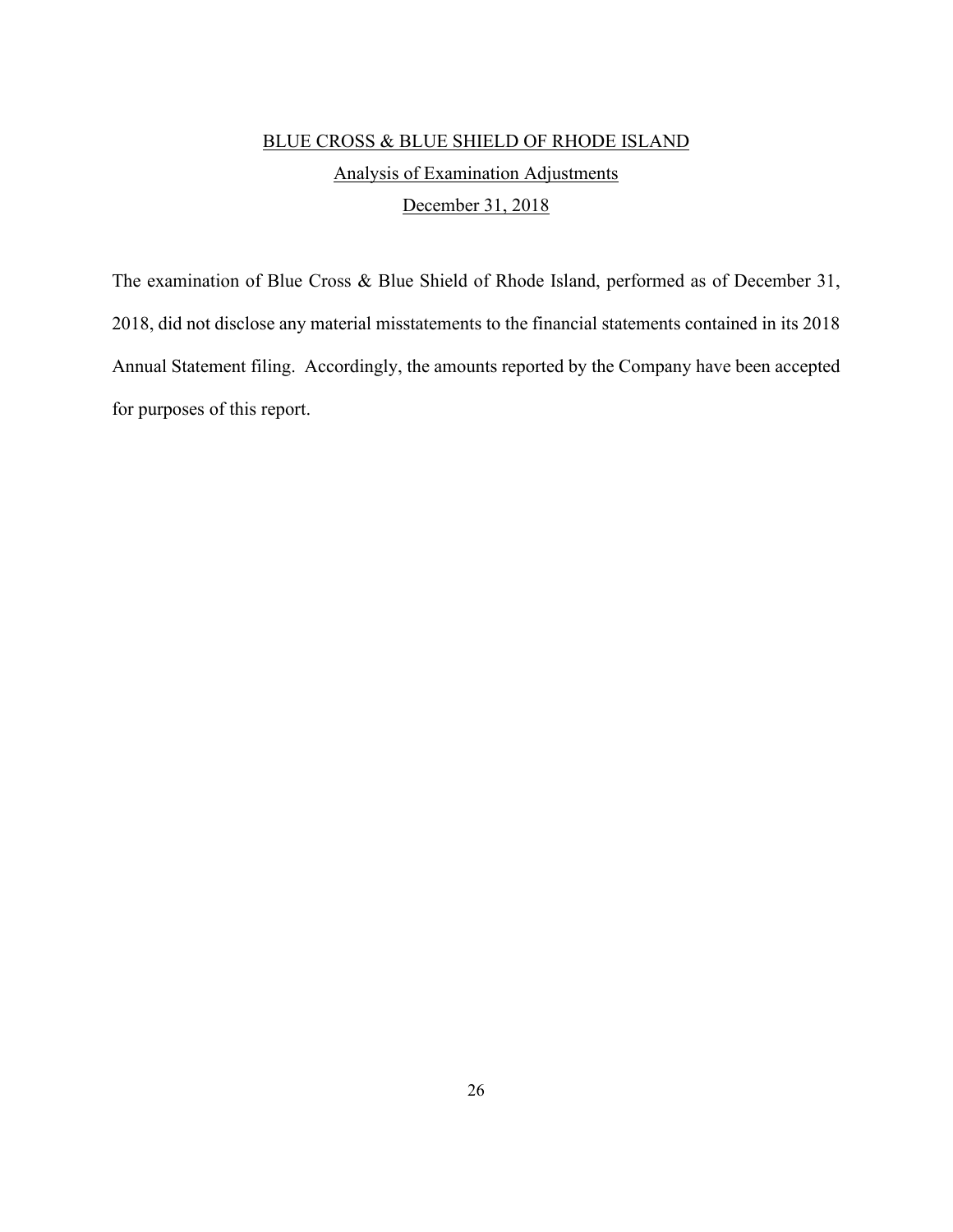## BLUE CROSS & BLUE SHIELD OF RHODE ISLAND

## Analysis of Examination Adjustments

## December 31, 2018

The examination of Blue Cross & Blue Shield of Rhode Island, performed as of December 31, 2018, did not disclose any material misstatements to the financial statements contained in its 2018 Annual Statement filing. Accordingly, the amounts reported by the Company have been accepted for purposes of this report.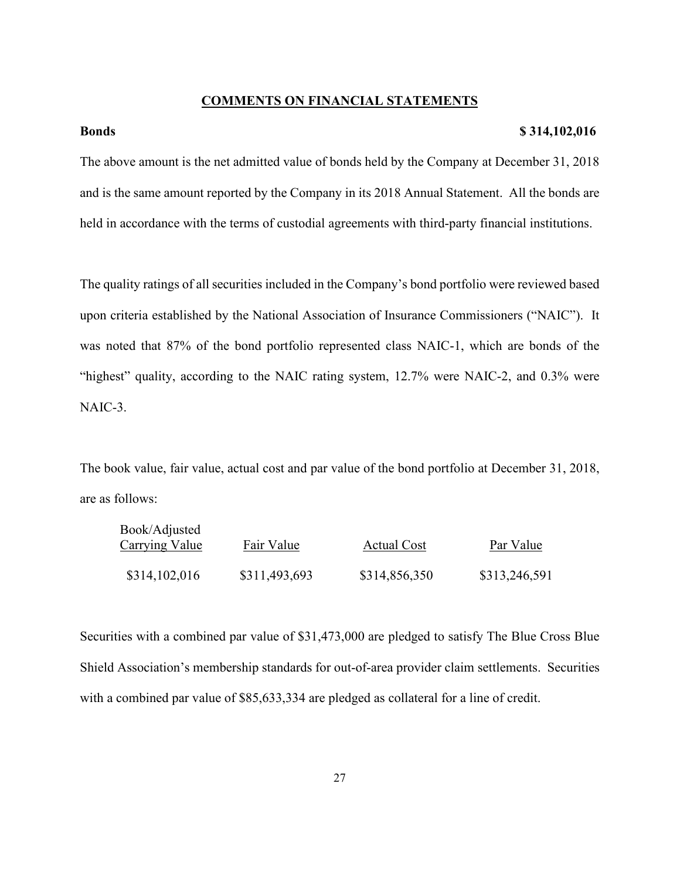## COMMENTS ON FINANCIAL STATEMENTS

**Bonds** **$ 314,102,016**

The above amount is the net admitted value of bonds held by the Company at December 31, 2018 and is the same amount reported by the Company in its 2018 Annual Statement. All the bonds are held in accordance with the terms of custodial agreements with third-party financial institutions.

The quality ratings of all securities included in the Company's bond portfolio were reviewed based upon criteria established by the National Association of Insurance Commissioners ("NAIC"). It was noted that 87% of the bond portfolio represented class NAIC-1, which are bonds of the "highest" quality, according to the NAIC rating system, 12.7% were NAIC-2, and 0.3% were NAIC-3.

The book value, fair value, actual cost and par value of the bond portfolio at December 31, 2018, are as follows:

| Book/Adjusted Carrying Value | Fair Value | Actual Cost | Par Value |
|---|---|---|---|
| $314,102,016 | $311,493,693 | $314,856,350 | $313,246,591 |

Securities with a combined par value of $31,473,000 are pledged to satisfy The Blue Cross Blue Shield Association's membership standards for out-of-area provider claim settlements. Securities with a combined par value of $85,633,334 are pledged as collateral for a line of credit.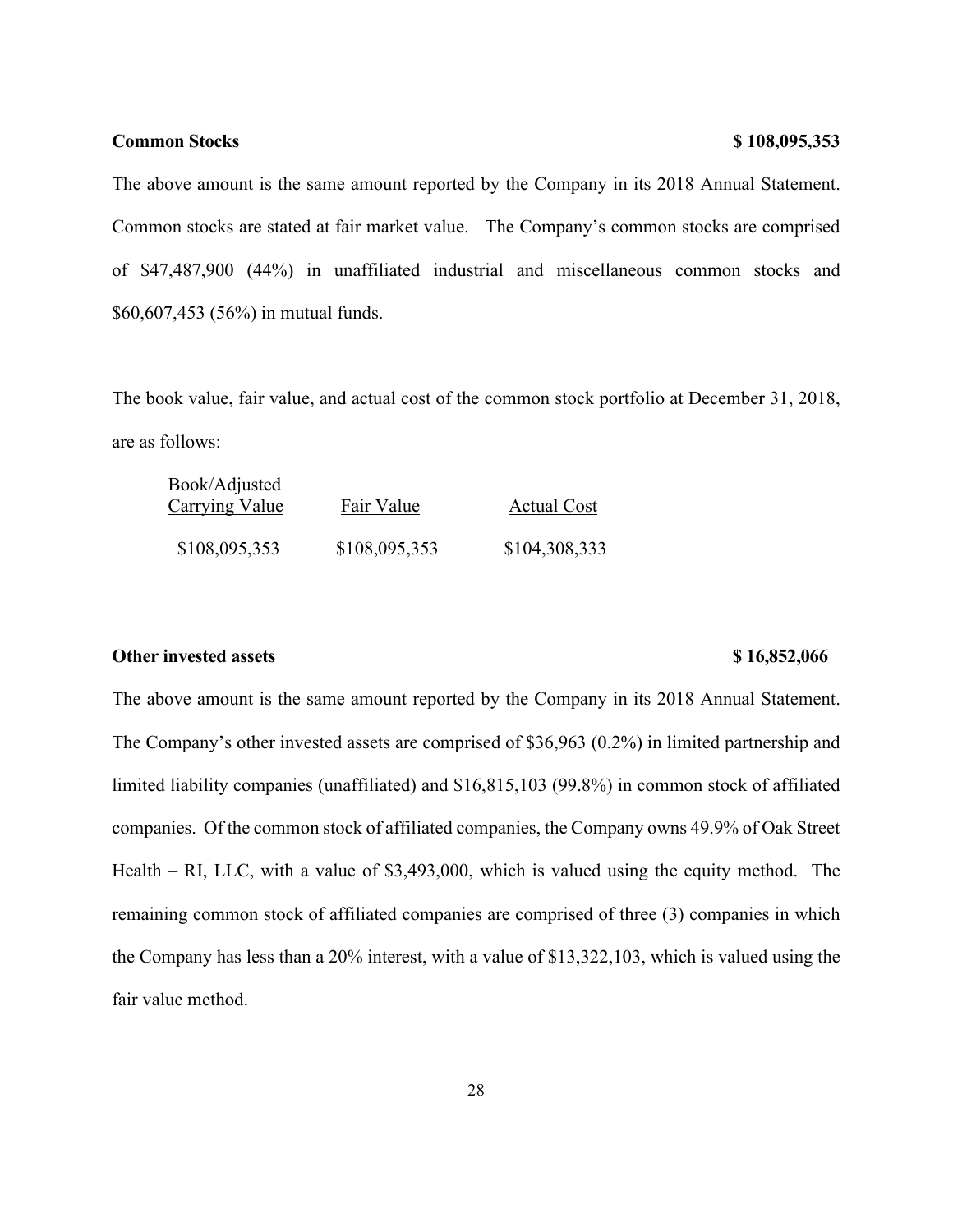**Common Stocks $ 108,095,353**

The above amount is the same amount reported by the Company in its 2018 Annual Statement. Common stocks are stated at fair market value. The Company's common stocks are comprised of $47,487,900 (44%) in unaffiliated industrial and miscellaneous common stocks and $60,607,453 (56%) in mutual funds.

The book value, fair value, and actual cost of the common stock portfolio at December 31, 2018, are as follows:

| Book/Adjusted Carrying Value | Fair Value | Actual Cost |
|---|---|---|
| $108,095,353 | $108,095,353 | $104,308,333 |

**Other invested assets $ 16,852,066**

The above amount is the same amount reported by the Company in its 2018 Annual Statement. The Company's other invested assets are comprised of $36,963 (0.2%) in limited partnership and limited liability companies (unaffiliated) and $16,815,103 (99.8%) in common stock of affiliated companies. Of the common stock of affiliated companies, the Company owns 49.9% of Oak Street Health – RI, LLC, with a value of $3,493,000, which is valued using the equity method. The remaining common stock of affiliated companies are comprised of three (3) companies in which the Company has less than a 20% interest, with a value of $13,322,103, which is valued using the fair value method.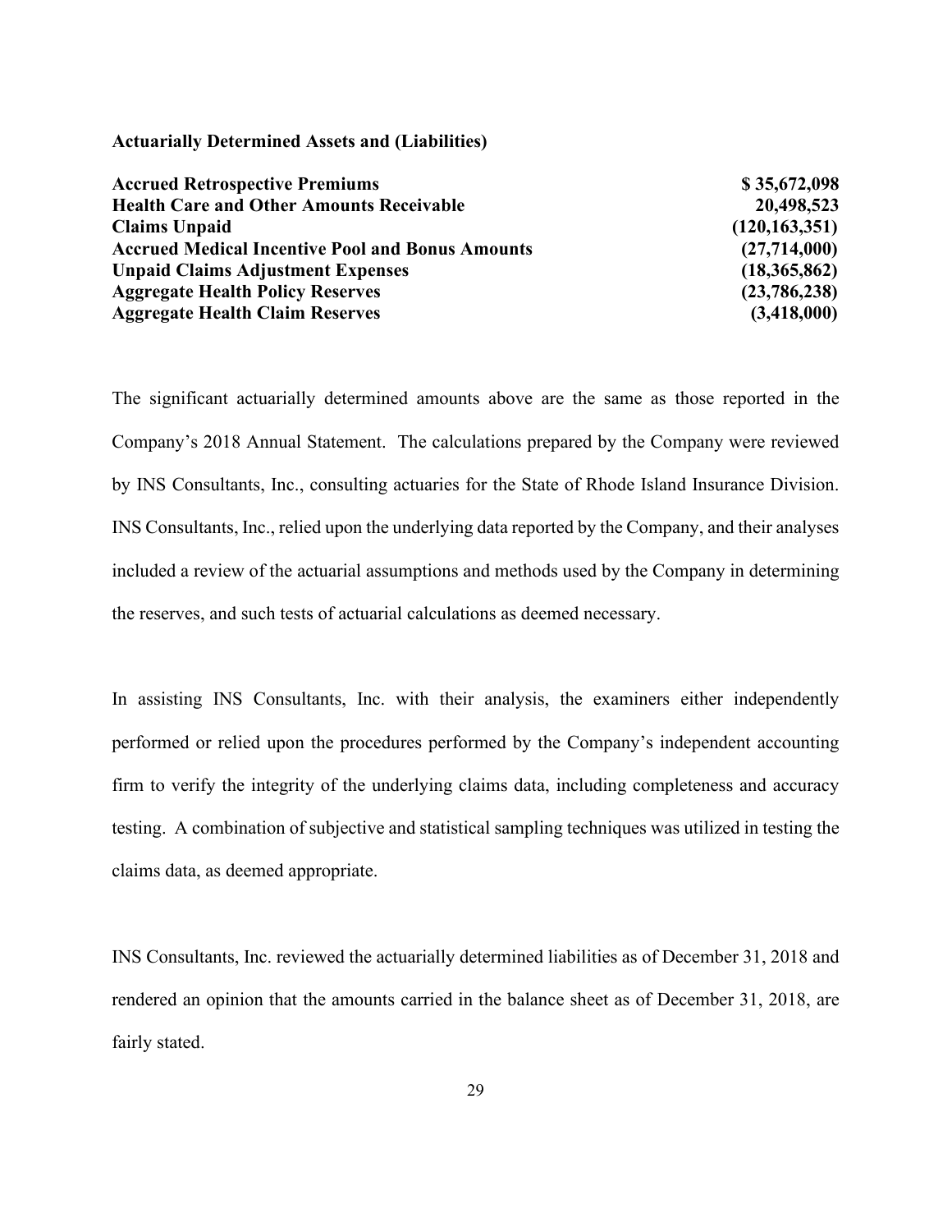**Actuarially Determined Assets and (Liabilities)**

| | |
|---|---:|
| **Accrued Retrospective Premiums** | **$ 35,672,098** |
| **Health Care and Other Amounts Receivable** | **20,498,523** |
| **Claims Unpaid** | **(120,163,351)** |
| **Accrued Medical Incentive Pool and Bonus Amounts** | **(27,714,000)** |
| **Unpaid Claims Adjustment Expenses** | **(18,365,862)** |
| **Aggregate Health Policy Reserves** | **(23,786,238)** |
| **Aggregate Health Claim Reserves** | **(3,418,000)** |

The significant actuarially determined amounts above are the same as those reported in the Company's 2018 Annual Statement. The calculations prepared by the Company were reviewed by INS Consultants, Inc., consulting actuaries for the State of Rhode Island Insurance Division. INS Consultants, Inc., relied upon the underlying data reported by the Company, and their analyses included a review of the actuarial assumptions and methods used by the Company in determining the reserves, and such tests of actuarial calculations as deemed necessary.

In assisting INS Consultants, Inc. with their analysis, the examiners either independently performed or relied upon the procedures performed by the Company's independent accounting firm to verify the integrity of the underlying claims data, including completeness and accuracy testing. A combination of subjective and statistical sampling techniques was utilized in testing the claims data, as deemed appropriate.

INS Consultants, Inc. reviewed the actuarially determined liabilities as of December 31, 2018 and rendered an opinion that the amounts carried in the balance sheet as of December 31, 2018, are fairly stated.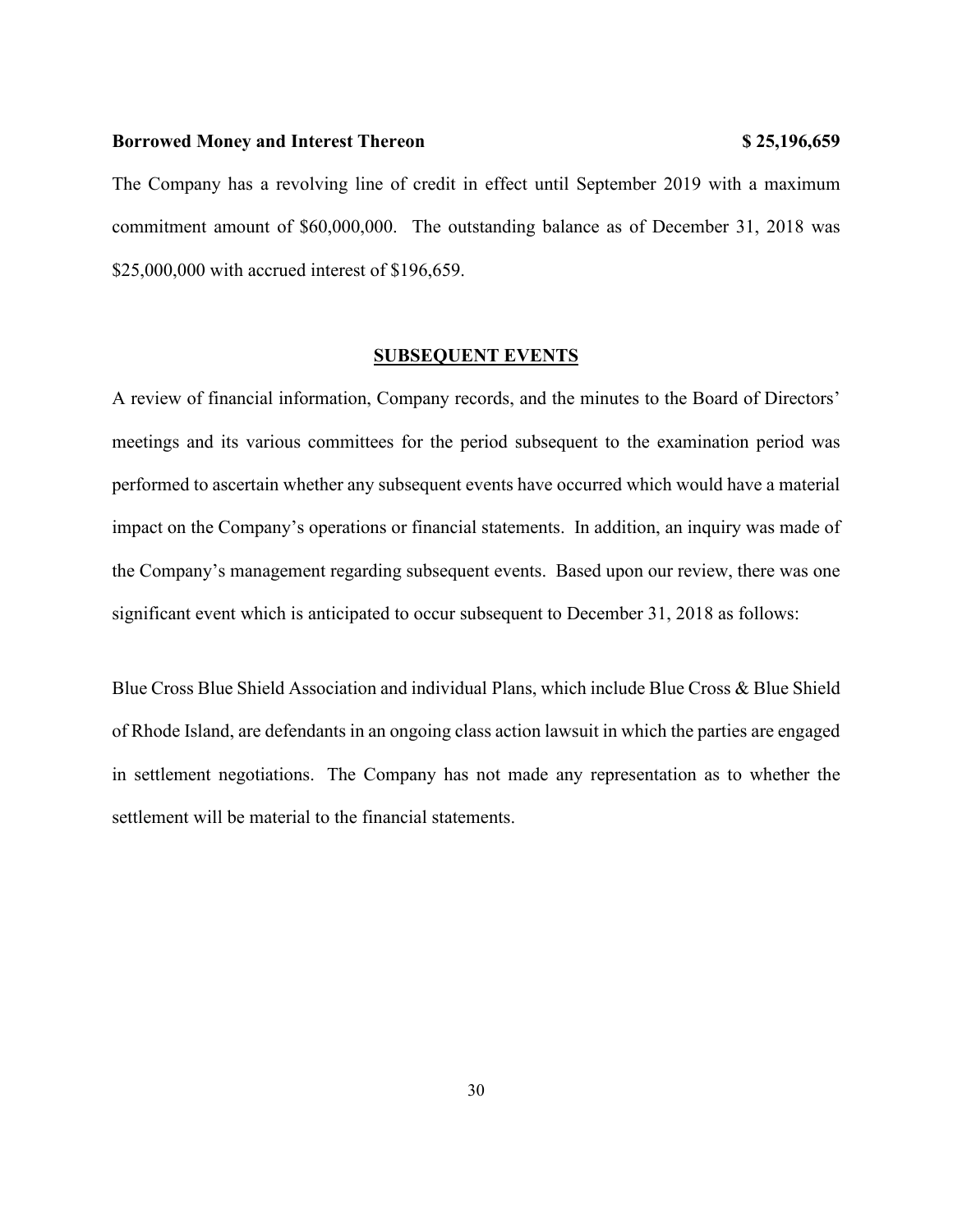**Borrowed Money and Interest Thereon** **$ 25,196,659**

The Company has a revolving line of credit in effect until September 2019 with a maximum commitment amount of $60,000,000. The outstanding balance as of December 31, 2018 was $25,000,000 with accrued interest of $196,659.

## SUBSEQUENT EVENTS

A review of financial information, Company records, and the minutes to the Board of Directors' meetings and its various committees for the period subsequent to the examination period was performed to ascertain whether any subsequent events have occurred which would have a material impact on the Company's operations or financial statements. In addition, an inquiry was made of the Company's management regarding subsequent events. Based upon our review, there was one significant event which is anticipated to occur subsequent to December 31, 2018 as follows:

Blue Cross Blue Shield Association and individual Plans, which include Blue Cross & Blue Shield of Rhode Island, are defendants in an ongoing class action lawsuit in which the parties are engaged in settlement negotiations. The Company has not made any representation as to whether the settlement will be material to the financial statements.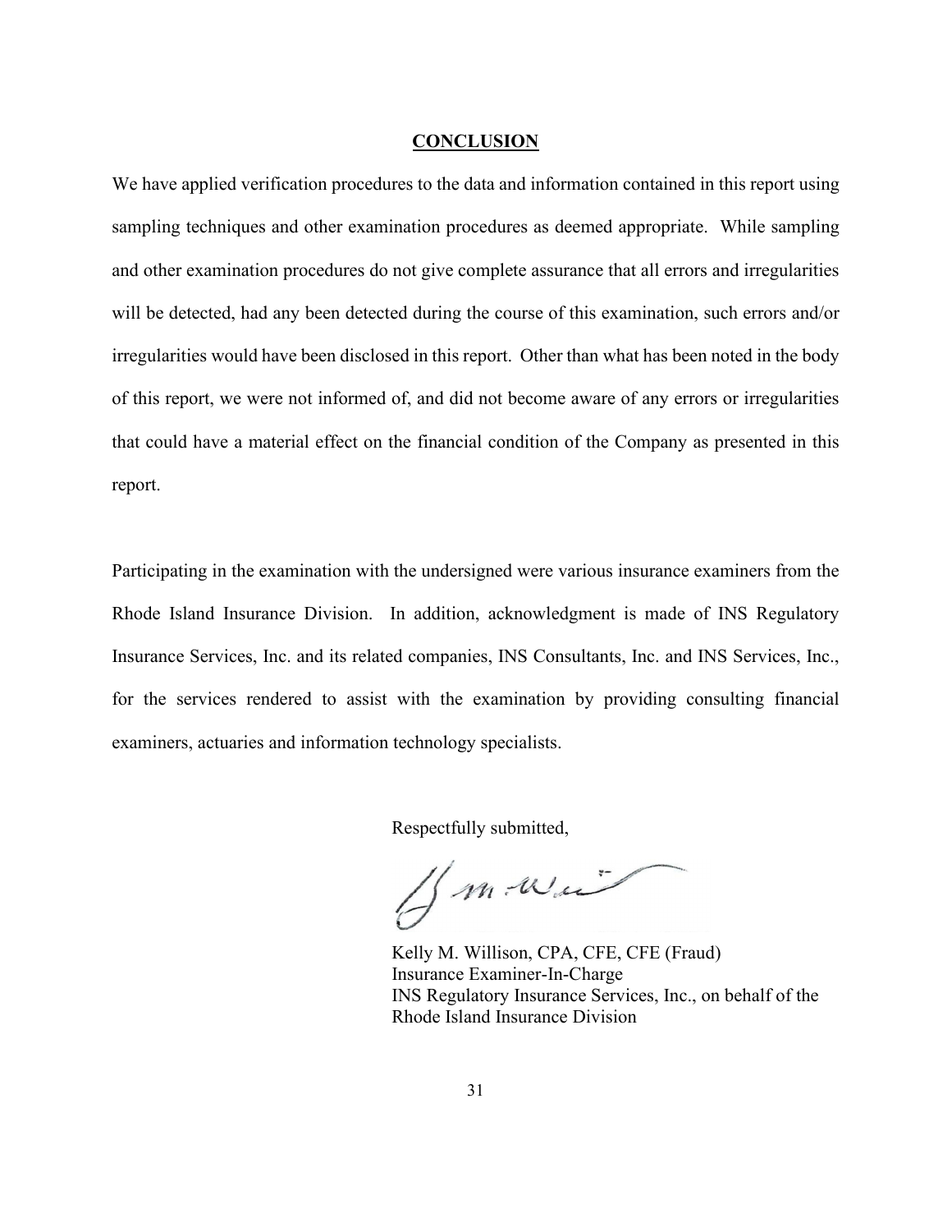## CONCLUSION

We have applied verification procedures to the data and information contained in this report using sampling techniques and other examination procedures as deemed appropriate. While sampling and other examination procedures do not give complete assurance that all errors and irregularities will be detected, had any been detected during the course of this examination, such errors and/or irregularities would have been disclosed in this report. Other than what has been noted in the body of this report, we were not informed of, and did not become aware of any errors or irregularities that could have a material effect on the financial condition of the Company as presented in this report.

Participating in the examination with the undersigned were various insurance examiners from the Rhode Island Insurance Division. In addition, acknowledgment is made of INS Regulatory Insurance Services, Inc. and its related companies, INS Consultants, Inc. and INS Services, Inc., for the services rendered to assist with the examination by providing consulting financial examiners, actuaries and information technology specialists.

Respectfully submitted,

Kelly M. Willison, CPA, CFE, CFE (Fraud)
Insurance Examiner-In-Charge
INS Regulatory Insurance Services, Inc., on behalf of the Rhode Island Insurance Division